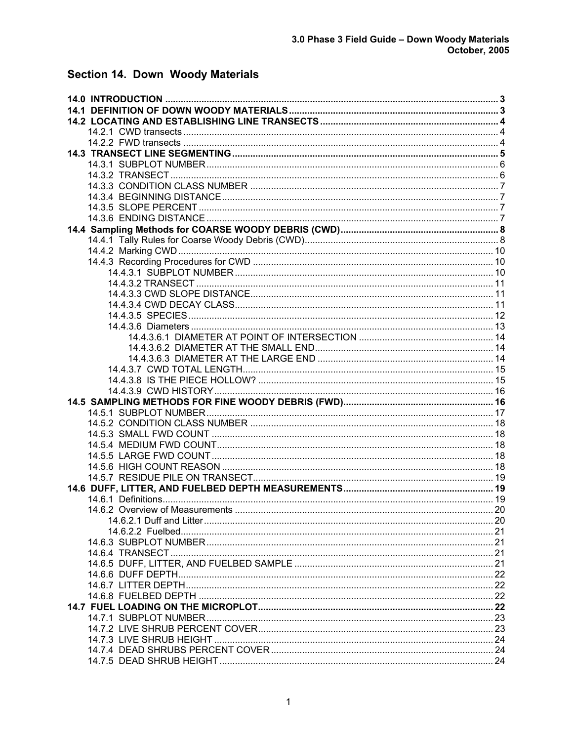# Section 14. Down Woody Materials

**14.0 INTRODUCTION** ........ 3
**14.1 DEFINITION OF DOWN WOODY MATERIALS** ........ 3
**14.2 LOCATING AND ESTABLISHING LINE TRANSECTS** ........ 4
- 14.2.1 CWD transects ........ 4
- 14.2.2 FWD transects ........ 4

**14.3 TRANSECT LINE SEGMENTING** ........ 5
- 14.3.1 SUBPLOT NUMBER ........ 6
- 14.3.2 TRANSECT ........ 6
- 14.3.3 CONDITION CLASS NUMBER ........ 7
- 14.3.4 BEGINNING DISTANCE ........ 7
- 14.3.5 SLOPE PERCENT ........ 7
- 14.3.6 ENDING DISTANCE ........ 7

**14.4 Sampling Methods for COARSE WOODY DEBRIS (CWD)** ........ 8
- 14.4.1 Tally Rules for Coarse Woody Debris (CWD) ........ 8
- 14.4.2 Marking CWD ........ 10
- 14.4.3 Recording Procedures for CWD ........ 10
  - 14.4.3.1 SUBPLOT NUMBER ........ 10
  - 14.4.3.2 TRANSECT ........ 11
  - 14.4.3.3 CWD SLOPE DISTANCE ........ 11
  - 14.4.3.4 CWD DECAY CLASS ........ 11
  - 14.4.3.5 SPECIES ........ 12
  - 14.4.3.6 Diameters ........ 13
    - 14.4.3.6.1 DIAMETER AT POINT OF INTERSECTION ........ 14
    - 14.4.3.6.2 DIAMETER AT THE SMALL END ........ 14
    - 14.4.3.6.3 DIAMETER AT THE LARGE END ........ 14
  - 14.4.3.7 CWD TOTAL LENGTH ........ 15
  - 14.4.3.8 IS THE PIECE HOLLOW? ........ 15
  - 14.4.3.9 CWD HISTORY ........ 16

**14.5 SAMPLING METHODS FOR FINE WOODY DEBRIS (FWD)** ........ 16
- 14.5.1 SUBPLOT NUMBER ........ 17
- 14.5.2 CONDITION CLASS NUMBER ........ 18
- 14.5.3 SMALL FWD COUNT ........ 18
- 14.5.4 MEDIUM FWD COUNT ........ 18
- 14.5.5 LARGE FWD COUNT ........ 18
- 14.5.6 HIGH COUNT REASON ........ 18
- 14.5.7 RESIDUE PILE ON TRANSECT ........ 19

**14.6 DUFF, LITTER, AND FUELBED DEPTH MEASUREMENTS** ........ 19
- 14.6.1 Definitions ........ 19
- 14.6.2 Overview of Measurements ........ 20
  - 14.6.2.1 Duff and Litter ........ 20
  - 14.6.2.2 Fuelbed ........ 21
- 14.6.3 SUBPLOT NUMBER ........ 21
- 14.6.4 TRANSECT ........ 21
- 14.6.5 DUFF, LITTER, AND FUELBED SAMPLE ........ 21
- 14.6.6 DUFF DEPTH ........ 22
- 14.6.7 LITTER DEPTH ........ 22
- 14.6.8 FUELBED DEPTH ........ 22

**14.7 FUEL LOADING ON THE MICROPLOT** ........ 22
- 14.7.1 SUBPLOT NUMBER ........ 23
- 14.7.2 LIVE SHRUB PERCENT COVER ........ 23
- 14.7.3 LIVE SHRUB HEIGHT ........ 24
- 14.7.4 DEAD SHRUBS PERCENT COVER ........ 24
- 14.7.5 DEAD SHRUB HEIGHT ........ 24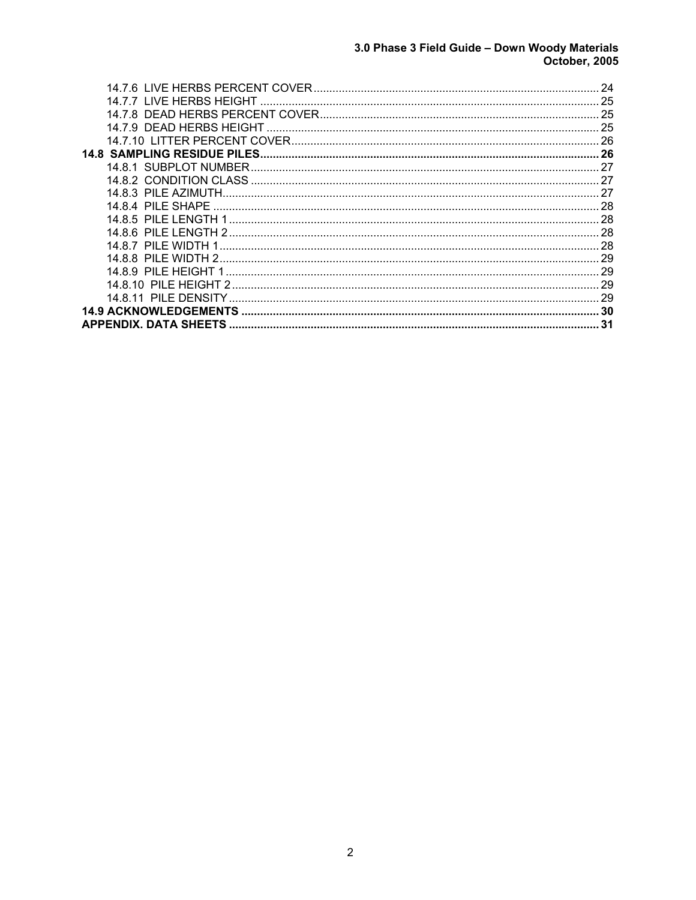14.7.6 LIVE HERBS PERCENT COVER ... 24
14.7.7 LIVE HERBS HEIGHT ... 25
14.7.8 DEAD HERBS PERCENT COVER ... 25
14.7.9 DEAD HERBS HEIGHT ... 25
14.7.10 LITTER PERCENT COVER ... 26

**14.8 SAMPLING RESIDUE PILES ... 26**

14.8.1 SUBPLOT NUMBER ... 27
14.8.2 CONDITION CLASS ... 27
14.8.3 PILE AZIMUTH ... 27
14.8.4 PILE SHAPE ... 28
14.8.5 PILE LENGTH 1 ... 28
14.8.6 PILE LENGTH 2 ... 28
14.8.7 PILE WIDTH 1 ... 28
14.8.8 PILE WIDTH 2 ... 29
14.8.9 PILE HEIGHT 1 ... 29
14.8.10 PILE HEIGHT 2 ... 29
14.8.11 PILE DENSITY ... 29

**14.9 ACKNOWLEDGEMENTS ... 30**

**APPENDIX. DATA SHEETS ... 31**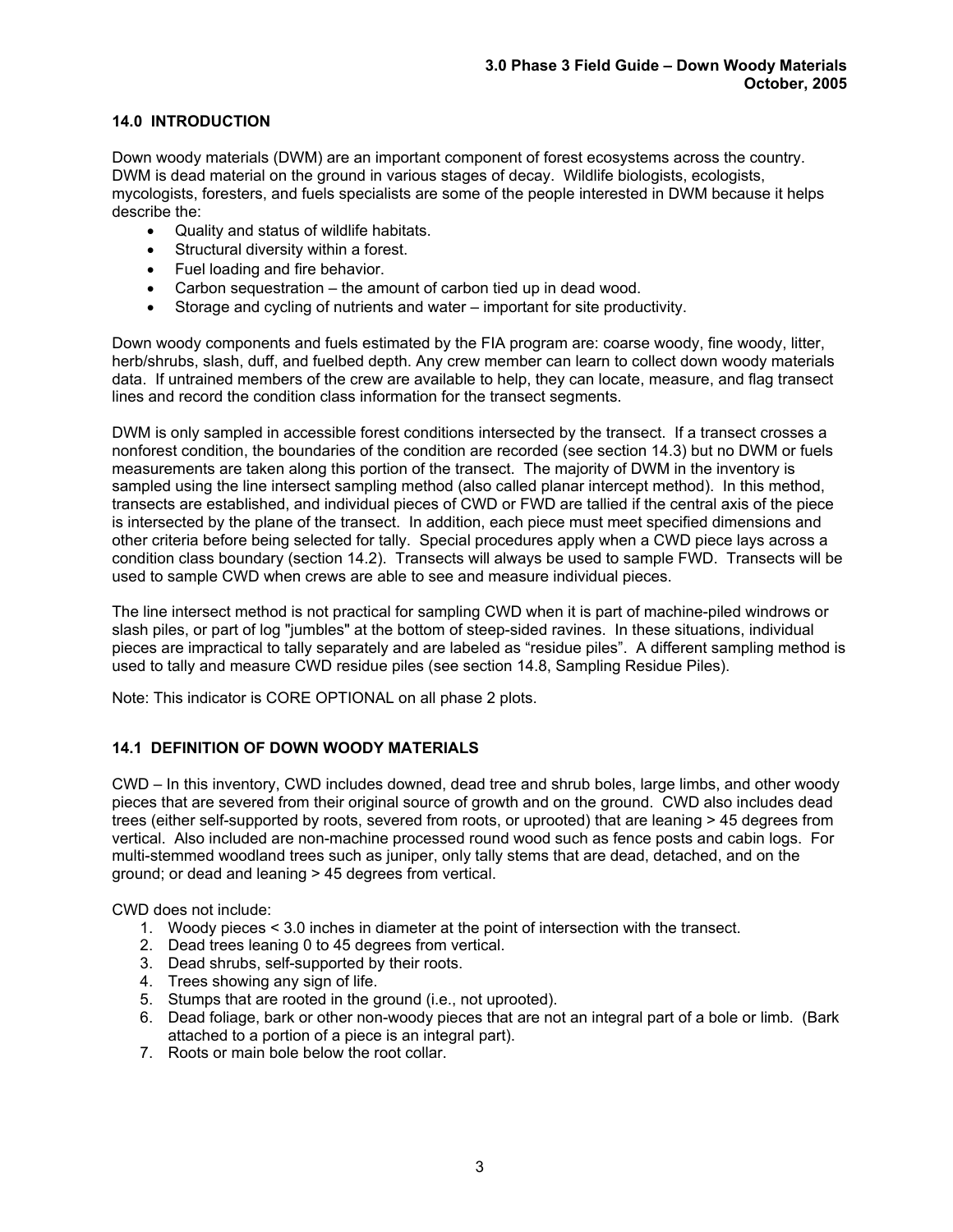## 14.0 INTRODUCTION

Down woody materials (DWM) are an important component of forest ecosystems across the country. DWM is dead material on the ground in various stages of decay. Wildlife biologists, ecologists, mycologists, foresters, and fuels specialists are some of the people interested in DWM because it helps describe the:

- Quality and status of wildlife habitats.
- Structural diversity within a forest.
- Fuel loading and fire behavior.
- Carbon sequestration – the amount of carbon tied up in dead wood.
- Storage and cycling of nutrients and water – important for site productivity.

Down woody components and fuels estimated by the FIA program are: coarse woody, fine woody, litter, herb/shrubs, slash, duff, and fuelbed depth. Any crew member can learn to collect down woody materials data. If untrained members of the crew are available to help, they can locate, measure, and flag transect lines and record the condition class information for the transect segments.

DWM is only sampled in accessible forest conditions intersected by the transect. If a transect crosses a nonforest condition, the boundaries of the condition are recorded (see section 14.3) but no DWM or fuels measurements are taken along this portion of the transect. The majority of DWM in the inventory is sampled using the line intersect sampling method (also called planar intercept method). In this method, transects are established, and individual pieces of CWD or FWD are tallied if the central axis of the piece is intersected by the plane of the transect. In addition, each piece must meet specified dimensions and other criteria before being selected for tally. Special procedures apply when a CWD piece lays across a condition class boundary (section 14.2). Transects will always be used to sample FWD. Transects will be used to sample CWD when crews are able to see and measure individual pieces.

The line intersect method is not practical for sampling CWD when it is part of machine-piled windrows or slash piles, or part of log "jumbles" at the bottom of steep-sided ravines. In these situations, individual pieces are impractical to tally separately and are labeled as "residue piles". A different sampling method is used to tally and measure CWD residue piles (see section 14.8, Sampling Residue Piles).

Note: This indicator is CORE OPTIONAL on all phase 2 plots.

## 14.1 DEFINITION OF DOWN WOODY MATERIALS

CWD – In this inventory, CWD includes downed, dead tree and shrub boles, large limbs, and other woody pieces that are severed from their original source of growth and on the ground. CWD also includes dead trees (either self-supported by roots, severed from roots, or uprooted) that are leaning > 45 degrees from vertical. Also included are non-machine processed round wood such as fence posts and cabin logs. For multi-stemmed woodland trees such as juniper, only tally stems that are dead, detached, and on the ground; or dead and leaning > 45 degrees from vertical.

CWD does not include:

1. Woody pieces < 3.0 inches in diameter at the point of intersection with the transect.
2. Dead trees leaning 0 to 45 degrees from vertical.
3. Dead shrubs, self-supported by their roots.
4. Trees showing any sign of life.
5. Stumps that are rooted in the ground (i.e., not uprooted).
6. Dead foliage, bark or other non-woody pieces that are not an integral part of a bole or limb. (Bark attached to a portion of a piece is an integral part).
7. Roots or main bole below the root collar.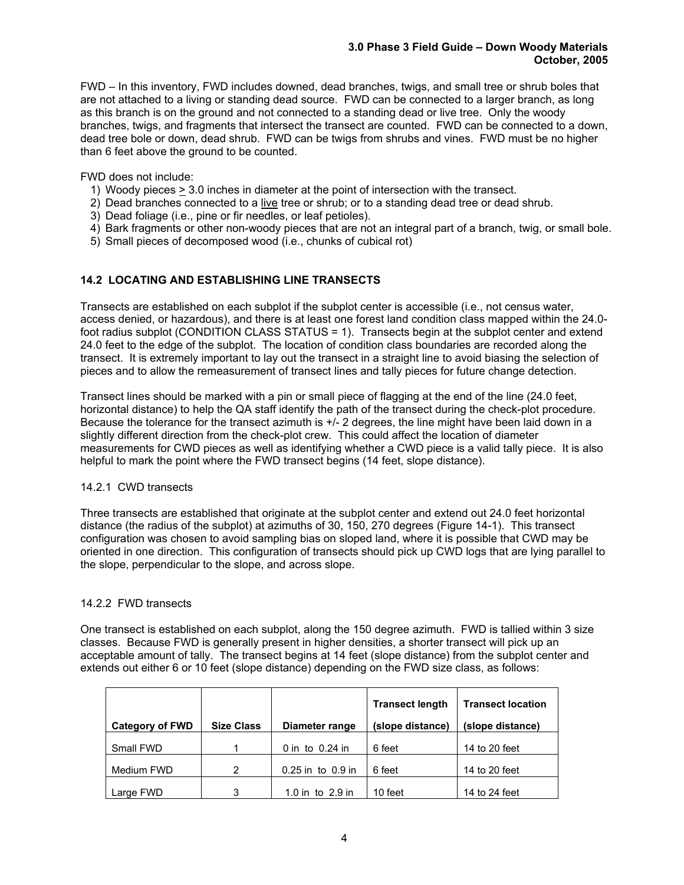FWD – In this inventory, FWD includes downed, dead branches, twigs, and small tree or shrub boles that are not attached to a living or standing dead source. FWD can be connected to a larger branch, as long as this branch is on the ground and not connected to a standing dead or live tree. Only the woody branches, twigs, and fragments that intersect the transect are counted. FWD can be connected to a down, dead tree bole or down, dead shrub. FWD can be twigs from shrubs and vines. FWD must be no higher than 6 feet above the ground to be counted.

FWD does not include:

1) Woody pieces ≥ 3.0 inches in diameter at the point of intersection with the transect.
2) Dead branches connected to a live tree or shrub; or to a standing dead tree or dead shrub.
3) Dead foliage (i.e., pine or fir needles, or leaf petioles).
4) Bark fragments or other non-woody pieces that are not an integral part of a branch, twig, or small bole.
5) Small pieces of decomposed wood (i.e., chunks of cubical rot)

## 14.2 LOCATING AND ESTABLISHING LINE TRANSECTS

Transects are established on each subplot if the subplot center is accessible (i.e., not census water, access denied, or hazardous), and there is at least one forest land condition class mapped within the 24.0-foot radius subplot (CONDITION CLASS STATUS = 1). Transects begin at the subplot center and extend 24.0 feet to the edge of the subplot. The location of condition class boundaries are recorded along the transect. It is extremely important to lay out the transect in a straight line to avoid biasing the selection of pieces and to allow the remeasurement of transect lines and tally pieces for future change detection.

Transect lines should be marked with a pin or small piece of flagging at the end of the line (24.0 feet, horizontal distance) to help the QA staff identify the path of the transect during the check-plot procedure. Because the tolerance for the transect azimuth is +/- 2 degrees, the line might have been laid down in a slightly different direction from the check-plot crew. This could affect the location of diameter measurements for CWD pieces as well as identifying whether a CWD piece is a valid tally piece. It is also helpful to mark the point where the FWD transect begins (14 feet, slope distance).

### 14.2.1 CWD transects

Three transects are established that originate at the subplot center and extend out 24.0 feet horizontal distance (the radius of the subplot) at azimuths of 30, 150, 270 degrees (Figure 14-1). This transect configuration was chosen to avoid sampling bias on sloped land, where it is possible that CWD may be oriented in one direction. This configuration of transects should pick up CWD logs that are lying parallel to the slope, perpendicular to the slope, and across slope.

### 14.2.2 FWD transects

One transect is established on each subplot, along the 150 degree azimuth. FWD is tallied within 3 size classes. Because FWD is generally present in higher densities, a shorter transect will pick up an acceptable amount of tally. The transect begins at 14 feet (slope distance) from the subplot center and extends out either 6 or 10 feet (slope distance) depending on the FWD size class, as follows:

| Category of FWD | Size Class | Diameter range | Transect length (slope distance) | Transect location (slope distance) |
|---|---|---|---|---|
| Small FWD | 1 | 0 in to 0.24 in | 6 feet | 14 to 20 feet |
| Medium FWD | 2 | 0.25 in to 0.9 in | 6 feet | 14 to 20 feet |
| Large FWD | 3 | 1.0 in to 2.9 in | 10 feet | 14 to 24 feet |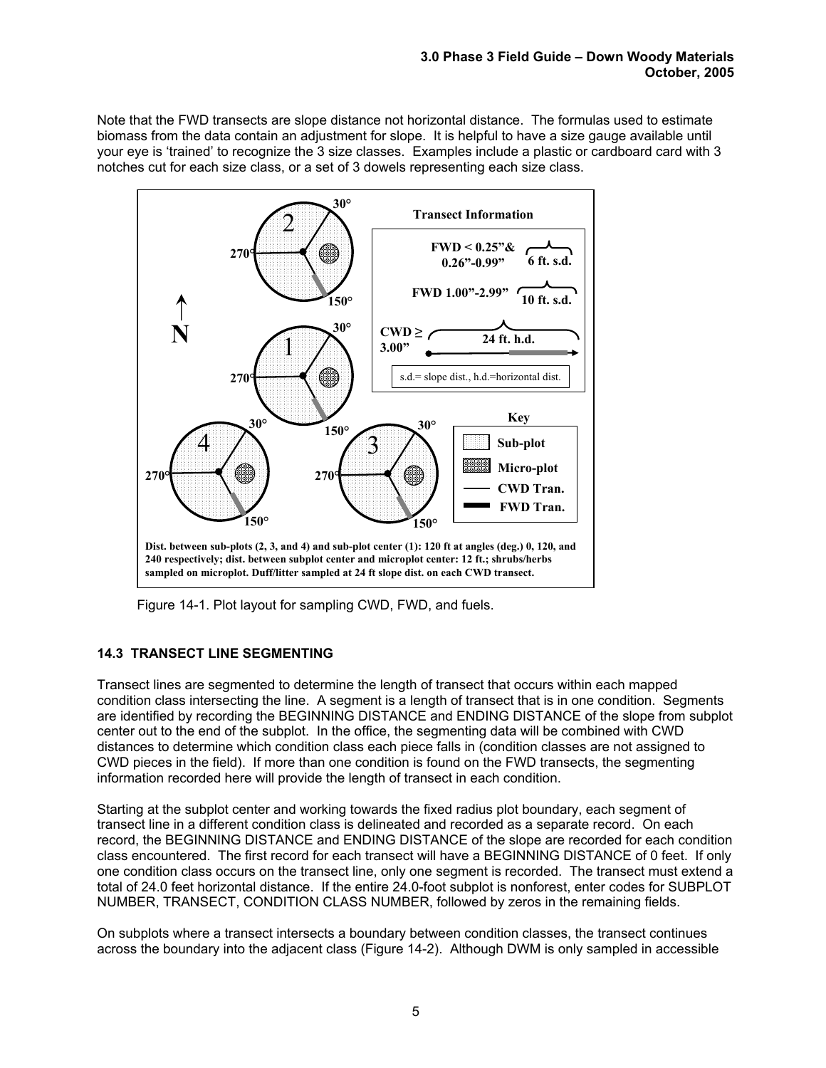Note that the FWD transects are slope distance not horizontal distance. The formulas used to estimate biomass from the data contain an adjustment for slope. It is helpful to have a size gauge available until your eye is 'trained' to recognize the 3 size classes. Examples include a plastic or cardboard card with 3 notches cut for each size class, or a set of 3 dowels representing each size class.

Figure 14-1. Plot layout for sampling CWD, FWD, and fuels.

## 14.3 TRANSECT LINE SEGMENTING

Transect lines are segmented to determine the length of transect that occurs within each mapped condition class intersecting the line. A segment is a length of transect that is in one condition. Segments are identified by recording the BEGINNING DISTANCE and ENDING DISTANCE of the slope from subplot center out to the end of the subplot. In the office, the segmenting data will be combined with CWD distances to determine which condition class each piece falls in (condition classes are not assigned to CWD pieces in the field). If more than one condition is found on the FWD transects, the segmenting information recorded here will provide the length of transect in each condition.

Starting at the subplot center and working towards the fixed radius plot boundary, each segment of transect line in a different condition class is delineated and recorded as a separate record. On each record, the BEGINNING DISTANCE and ENDING DISTANCE of the slope are recorded for each condition class encountered. The first record for each transect will have a BEGINNING DISTANCE of 0 feet. If only one condition class occurs on the transect line, only one segment is recorded. The transect must extend a total of 24.0 feet horizontal distance. If the entire 24.0-foot subplot is nonforest, enter codes for SUBPLOT NUMBER, TRANSECT, CONDITION CLASS NUMBER, followed by zeros in the remaining fields.

On subplots where a transect intersects a boundary between condition classes, the transect continues across the boundary into the adjacent class (Figure 14-2). Although DWM is only sampled in accessible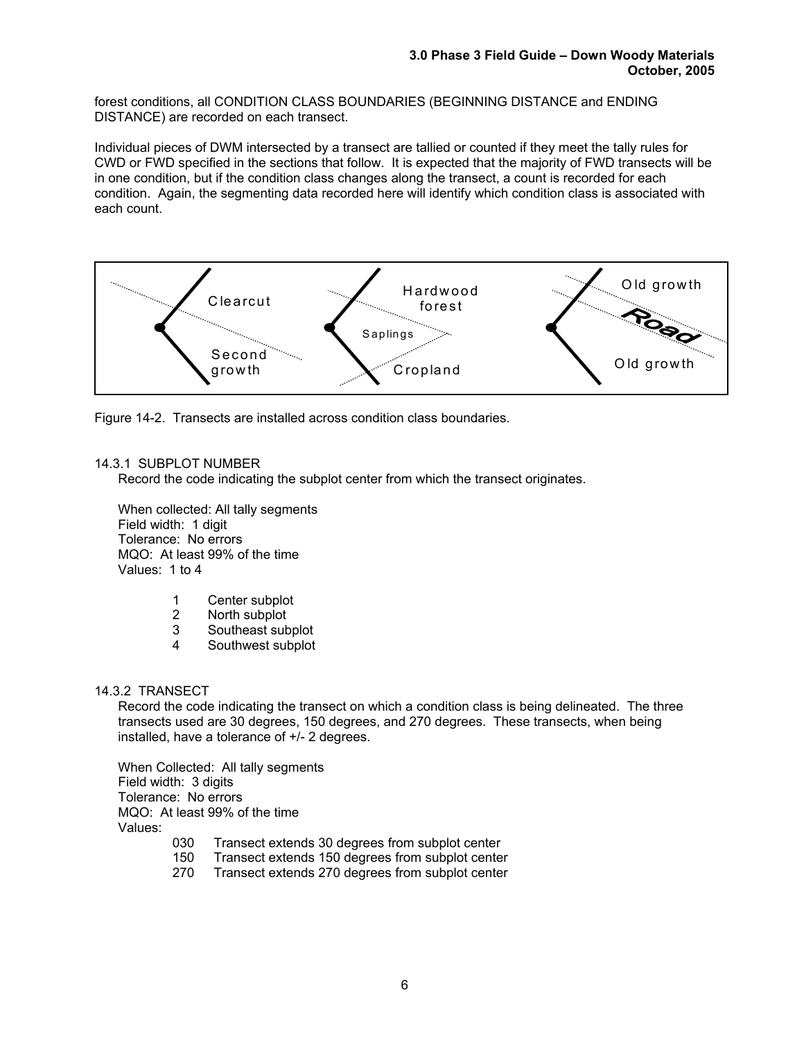forest conditions, all CONDITION CLASS BOUNDARIES (BEGINNING DISTANCE and ENDING DISTANCE) are recorded on each transect.

Individual pieces of DWM intersected by a transect are tallied or counted if they meet the tally rules for CWD or FWD specified in the sections that follow. It is expected that the majority of FWD transects will be in one condition, but if the condition class changes along the transect, a count is recorded for each condition. Again, the segmenting data recorded here will identify which condition class is associated with each count.

Figure 14-2. Transects are installed across condition class boundaries.

### 14.3.1 SUBPLOT NUMBER

Record the code indicating the subplot center from which the transect originates.

When collected: All tally segments
Field width: 1 digit
Tolerance: No errors
MQO: At least 99% of the time
Values: 1 to 4

| | |
|---|---|
| 1 | Center subplot |
| 2 | North subplot |
| 3 | Southeast subplot |
| 4 | Southwest subplot |

### 14.3.2 TRANSECT

Record the code indicating the transect on which a condition class is being delineated. The three transects used are 30 degrees, 150 degrees, and 270 degrees. These transects, when being installed, have a tolerance of +/- 2 degrees.

When Collected: All tally segments
Field width: 3 digits
Tolerance: No errors
MQO: At least 99% of the time
Values:

| | |
|---|---|
| 030 | Transect extends 30 degrees from subplot center |
| 150 | Transect extends 150 degrees from subplot center |
| 270 | Transect extends 270 degrees from subplot center |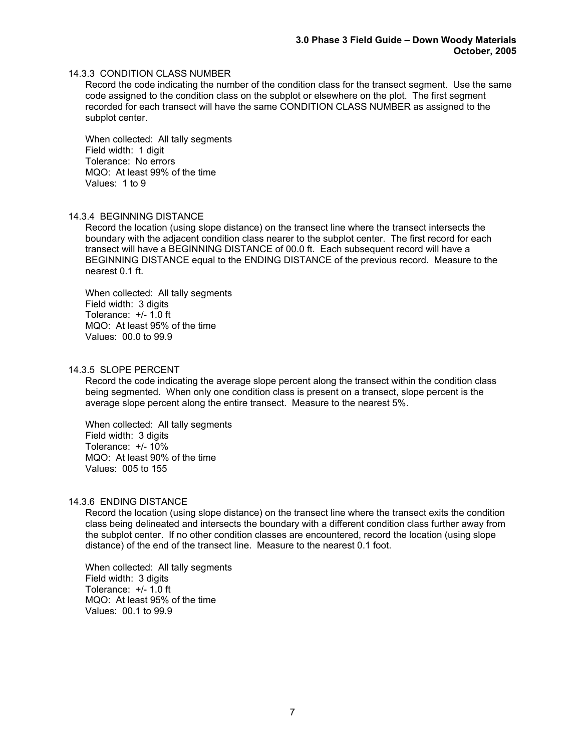#### 14.3.3 CONDITION CLASS NUMBER

Record the code indicating the number of the condition class for the transect segment. Use the same code assigned to the condition class on the subplot or elsewhere on the plot. The first segment recorded for each transect will have the same CONDITION CLASS NUMBER as assigned to the subplot center.

When collected: All tally segments
Field width: 1 digit
Tolerance: No errors
MQO: At least 99% of the time
Values: 1 to 9

#### 14.3.4 BEGINNING DISTANCE

Record the location (using slope distance) on the transect line where the transect intersects the boundary with the adjacent condition class nearer to the subplot center. The first record for each transect will have a BEGINNING DISTANCE of 00.0 ft. Each subsequent record will have a BEGINNING DISTANCE equal to the ENDING DISTANCE of the previous record. Measure to the nearest 0.1 ft.

When collected: All tally segments
Field width: 3 digits
Tolerance: +/- 1.0 ft
MQO: At least 95% of the time
Values: 00.0 to 99.9

#### 14.3.5 SLOPE PERCENT

Record the code indicating the average slope percent along the transect within the condition class being segmented. When only one condition class is present on a transect, slope percent is the average slope percent along the entire transect. Measure to the nearest 5%.

When collected: All tally segments
Field width: 3 digits
Tolerance: +/- 10%
MQO: At least 90% of the time
Values: 005 to 155

#### 14.3.6 ENDING DISTANCE

Record the location (using slope distance) on the transect line where the transect exits the condition class being delineated and intersects the boundary with a different condition class further away from the subplot center. If no other condition classes are encountered, record the location (using slope distance) of the end of the transect line. Measure to the nearest 0.1 foot.

When collected: All tally segments
Field width: 3 digits
Tolerance: +/- 1.0 ft
MQO: At least 95% of the time
Values: 00.1 to 99.9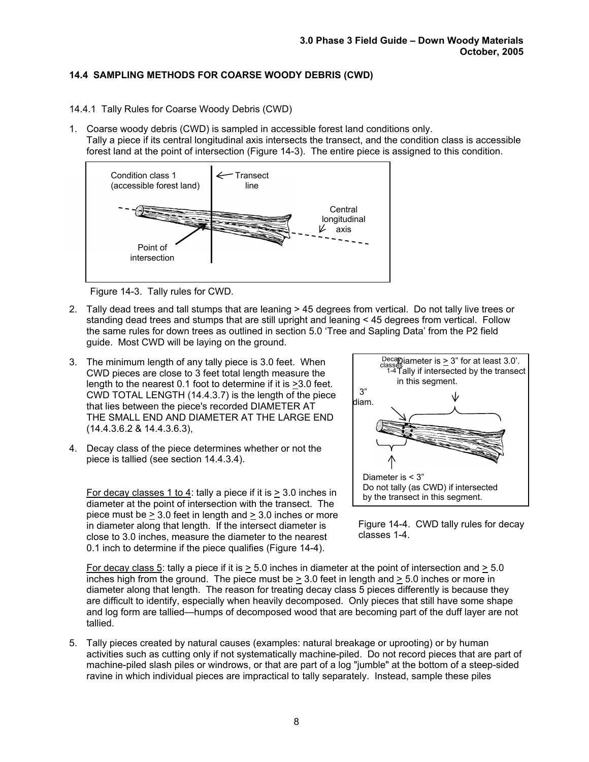## 14.4 SAMPLING METHODS FOR COARSE WOODY DEBRIS (CWD)

14.4.1 Tally Rules for Coarse Woody Debris (CWD)

1. Coarse woody debris (CWD) is sampled in accessible forest land conditions only. Tally a piece if its central longitudinal axis intersects the transect, and the condition class is accessible forest land at the point of intersection (Figure 14-3). The entire piece is assigned to this condition.

Figure 14-3. Tally rules for CWD.

2. Tally dead trees and tall stumps that are leaning > 45 degrees from vertical. Do not tally live trees or standing dead trees and stumps that are still upright and leaning < 45 degrees from vertical. Follow the same rules for down trees as outlined in section 5.0 'Tree and Sapling Data' from the P2 field guide. Most CWD will be laying on the ground.

3. The minimum length of any tally piece is 3.0 feet. When CWD pieces are close to 3 feet total length measure the length to the nearest 0.1 foot to determine if it is ≥3.0 feet. CWD TOTAL LENGTH (14.4.3.7) is the length of the piece that lies between the piece's recorded DIAMETER AT THE SMALL END AND DIAMETER AT THE LARGE END (14.4.3.6.2 & 14.4.3.6.3),

4. Decay class of the piece determines whether or not the piece is tallied (see section 14.4.3.4).

   For decay classes 1 to 4: tally a piece if it is ≥ 3.0 inches in diameter at the point of intersection with the transect. The piece must be ≥ 3.0 feet in length and ≥ 3.0 inches or more in diameter along that length. If the intersect diameter is close to 3.0 inches, measure the diameter to the nearest 0.1 inch to determine if the piece qualifies (Figure 14-4).

   Figure 14-4. CWD tally rules for decay classes 1-4.

   For decay class 5: tally a piece if it is ≥ 5.0 inches in diameter at the point of intersection and ≥ 5.0 inches high from the ground. The piece must be ≥ 3.0 feet in length and ≥ 5.0 inches or more in diameter along that length. The reason for treating decay class 5 pieces differently is because they are difficult to identify, especially when heavily decomposed. Only pieces that still have some shape and log form are tallied—humps of decomposed wood that are becoming part of the duff layer are not tallied.

5. Tally pieces created by natural causes (examples: natural breakage or uprooting) or by human activities such as cutting only if not systematically machine-piled. Do not record pieces that are part of machine-piled slash piles or windrows, or that are part of a log "jumble" at the bottom of a steep-sided ravine in which individual pieces are impractical to tally separately. Instead, sample these piles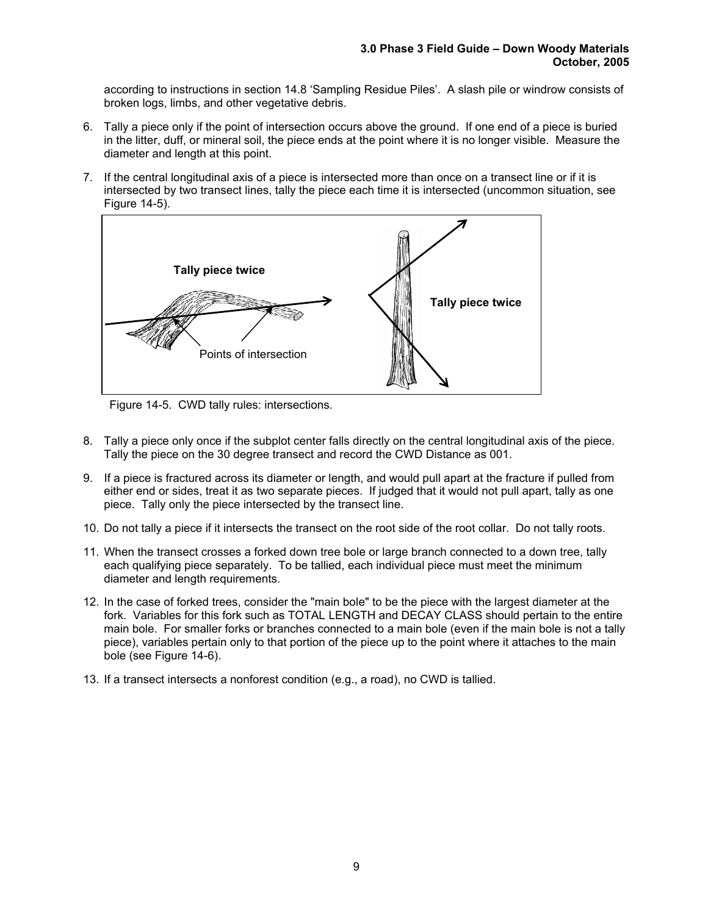according to instructions in section 14.8 'Sampling Residue Piles'. A slash pile or windrow consists of broken logs, limbs, and other vegetative debris.

6. Tally a piece only if the point of intersection occurs above the ground. If one end of a piece is buried in the litter, duff, or mineral soil, the piece ends at the point where it is no longer visible. Measure the diameter and length at this point.

7. If the central longitudinal axis of a piece is intersected more than once on a transect line or if it is intersected by two transect lines, tally the piece each time it is intersected (uncommon situation, see Figure 14-5).

Tally piece twice

Points of intersection

Tally piece twice

Figure 14-5. CWD tally rules: intersections.

8. Tally a piece only once if the subplot center falls directly on the central longitudinal axis of the piece. Tally the piece on the 30 degree transect and record the CWD Distance as 001.

9. If a piece is fractured across its diameter or length, and would pull apart at the fracture if pulled from either end or sides, treat it as two separate pieces. If judged that it would not pull apart, tally as one piece. Tally only the piece intersected by the transect line.

10. Do not tally a piece if it intersects the transect on the root side of the root collar. Do not tally roots.

11. When the transect crosses a forked down tree bole or large branch connected to a down tree, tally each qualifying piece separately. To be tallied, each individual piece must meet the minimum diameter and length requirements.

12. In the case of forked trees, consider the "main bole" to be the piece with the largest diameter at the fork. Variables for this fork such as TOTAL LENGTH and DECAY CLASS should pertain to the entire main bole. For smaller forks or branches connected to a main bole (even if the main bole is not a tally piece), variables pertain only to that portion of the piece up to the point where it attaches to the main bole (see Figure 14-6).

13. If a transect intersects a nonforest condition (e.g., a road), no CWD is tallied.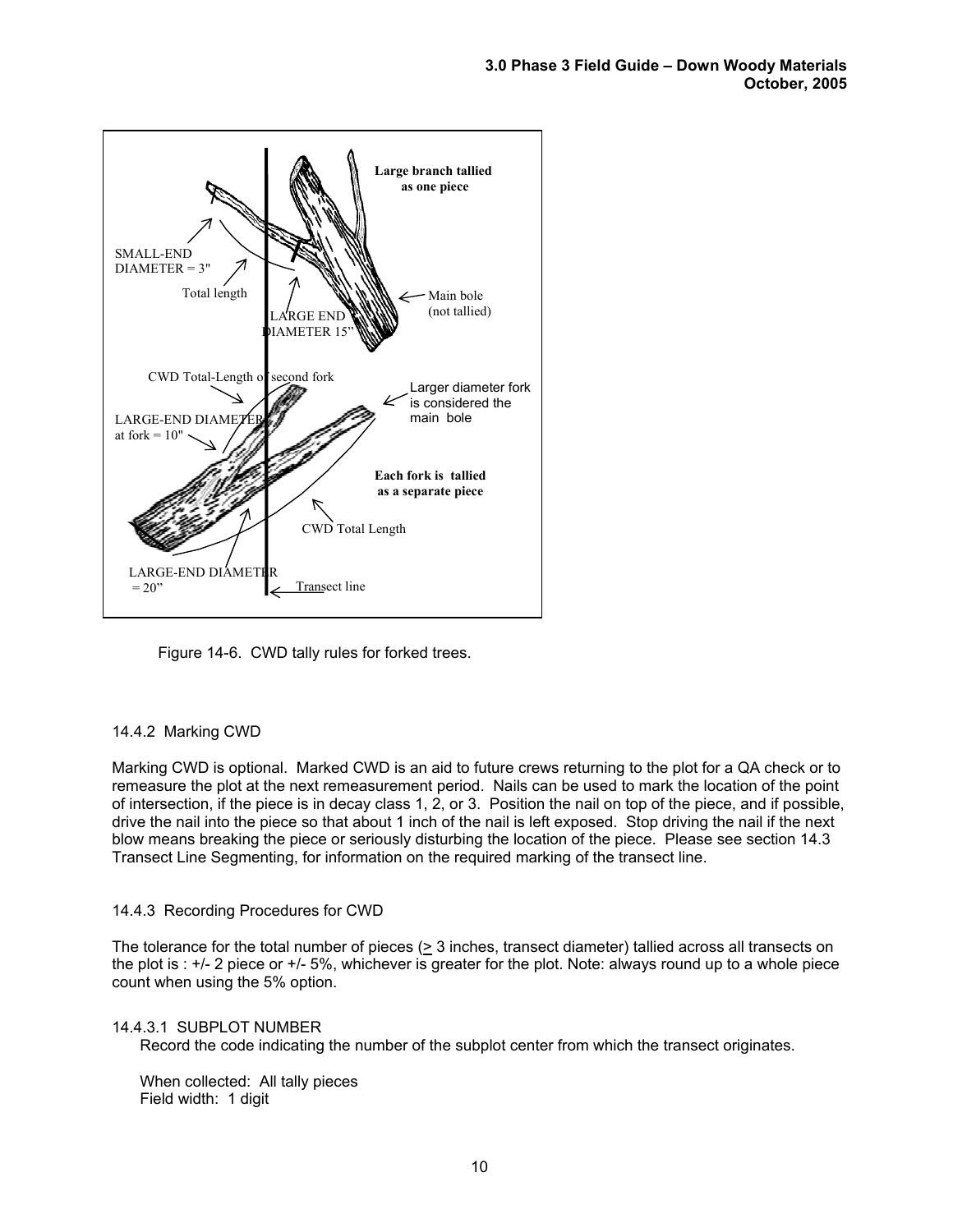Figure 14-6. CWD tally rules for forked trees.

### 14.4.2 Marking CWD

Marking CWD is optional. Marked CWD is an aid to future crews returning to the plot for a QA check or to remeasure the plot at the next remeasurement period. Nails can be used to mark the location of the point of intersection, if the piece is in decay class 1, 2, or 3. Position the nail on top of the piece, and if possible, drive the nail into the piece so that about 1 inch of the nail is left exposed. Stop driving the nail if the next blow means breaking the piece or seriously disturbing the location of the piece. Please see section 14.3 Transect Line Segmenting, for information on the required marking of the transect line.

### 14.4.3 Recording Procedures for CWD

The tolerance for the total number of pieces (≥ 3 inches, transect diameter) tallied across all transects on the plot is : +/- 2 piece or +/- 5%, whichever is greater for the plot. Note: always round up to a whole piece count when using the 5% option.

#### 14.4.3.1 SUBPLOT NUMBER

Record the code indicating the number of the subplot center from which the transect originates.

When collected: All tally pieces
Field width: 1 digit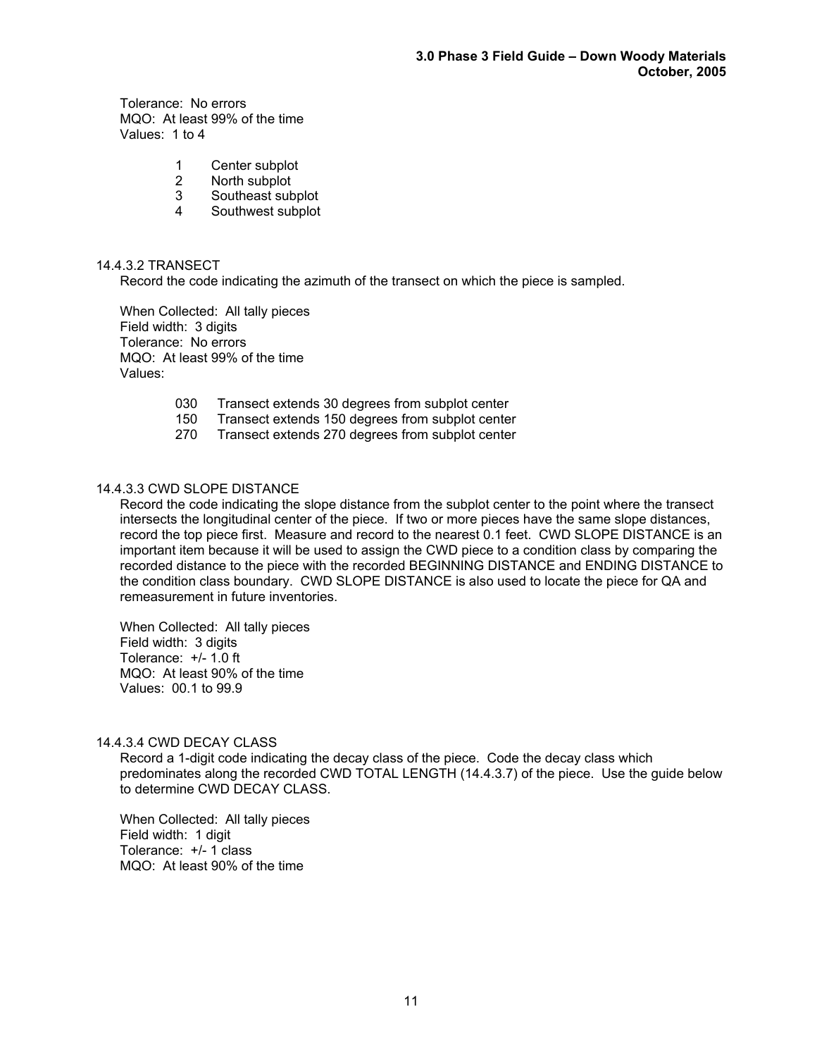Tolerance: No errors
MQO: At least 99% of the time
Values: 1 to 4

| | |
|---|---|
| 1 | Center subplot |
| 2 | North subplot |
| 3 | Southeast subplot |
| 4 | Southwest subplot |

#### 14.4.3.2 TRANSECT

Record the code indicating the azimuth of the transect on which the piece is sampled.

When Collected: All tally pieces
Field width: 3 digits
Tolerance: No errors
MQO: At least 99% of the time
Values:

| | |
|---|---|
| 030 | Transect extends 30 degrees from subplot center |
| 150 | Transect extends 150 degrees from subplot center |
| 270 | Transect extends 270 degrees from subplot center |

#### 14.4.3.3 CWD SLOPE DISTANCE

Record the code indicating the slope distance from the subplot center to the point where the transect intersects the longitudinal center of the piece. If two or more pieces have the same slope distances, record the top piece first. Measure and record to the nearest 0.1 feet. CWD SLOPE DISTANCE is an important item because it will be used to assign the CWD piece to a condition class by comparing the recorded distance to the piece with the recorded BEGINNING DISTANCE and ENDING DISTANCE to the condition class boundary. CWD SLOPE DISTANCE is also used to locate the piece for QA and remeasurement in future inventories.

When Collected: All tally pieces
Field width: 3 digits
Tolerance: +/- 1.0 ft
MQO: At least 90% of the time
Values: 00.1 to 99.9

#### 14.4.3.4 CWD DECAY CLASS

Record a 1-digit code indicating the decay class of the piece. Code the decay class which predominates along the recorded CWD TOTAL LENGTH (14.4.3.7) of the piece. Use the guide below to determine CWD DECAY CLASS.

When Collected: All tally pieces
Field width: 1 digit
Tolerance: +/- 1 class
MQO: At least 90% of the time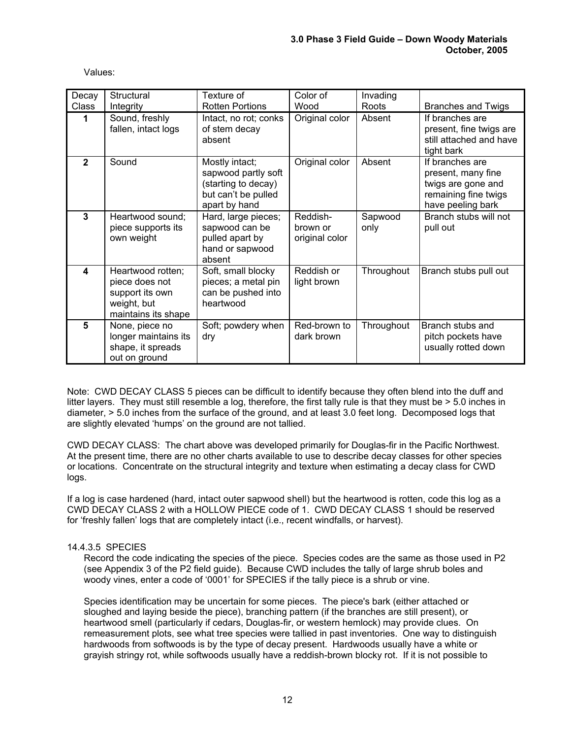Values:

| Decay Class | Structural Integrity | Texture of Rotten Portions | Color of Wood | Invading Roots | Branches and Twigs |
|---|---|---|---|---|---|
| **1** | Sound, freshly fallen, intact logs | Intact, no rot; conks of stem decay absent | Original color | Absent | If branches are present, fine twigs are still attached and have tight bark |
| **2** | Sound | Mostly intact; sapwood partly soft (starting to decay) but can't be pulled apart by hand | Original color | Absent | If branches are present, many fine twigs are gone and remaining fine twigs have peeling bark |
| **3** | Heartwood sound; piece supports its own weight | Hard, large pieces; sapwood can be pulled apart by hand or sapwood absent | Reddish-brown or original color | Sapwood only | Branch stubs will not pull out |
| **4** | Heartwood rotten; piece does not support its own weight, but maintains its shape | Soft, small blocky pieces; a metal pin can be pushed into heartwood | Reddish or light brown | Throughout | Branch stubs pull out |
| **5** | None, piece no longer maintains its shape, it spreads out on ground | Soft; powdery when dry | Red-brown to dark brown | Throughout | Branch stubs and pitch pockets have usually rotted down |

Note: CWD DECAY CLASS 5 pieces can be difficult to identify because they often blend into the duff and litter layers. They must still resemble a log, therefore, the first tally rule is that they must be > 5.0 inches in diameter, > 5.0 inches from the surface of the ground, and at least 3.0 feet long. Decomposed logs that are slightly elevated 'humps' on the ground are not tallied.

CWD DECAY CLASS: The chart above was developed primarily for Douglas-fir in the Pacific Northwest. At the present time, there are no other charts available to use to describe decay classes for other species or locations. Concentrate on the structural integrity and texture when estimating a decay class for CWD logs.

If a log is case hardened (hard, intact outer sapwood shell) but the heartwood is rotten, code this log as a CWD DECAY CLASS 2 with a HOLLOW PIECE code of 1. CWD DECAY CLASS 1 should be reserved for 'freshly fallen' logs that are completely intact (i.e., recent windfalls, or harvest).

#### 14.4.3.5 SPECIES

Record the code indicating the species of the piece. Species codes are the same as those used in P2 (see Appendix 3 of the P2 field guide). Because CWD includes the tally of large shrub boles and woody vines, enter a code of '0001' for SPECIES if the tally piece is a shrub or vine.

Species identification may be uncertain for some pieces. The piece's bark (either attached or sloughed and laying beside the piece), branching pattern (if the branches are still present), or heartwood smell (particularly if cedars, Douglas-fir, or western hemlock) may provide clues. On remeasurement plots, see what tree species were tallied in past inventories. One way to distinguish hardwoods from softwoods is by the type of decay present. Hardwoods usually have a white or grayish stringy rot, while softwoods usually have a reddish-brown blocky rot. If it is not possible to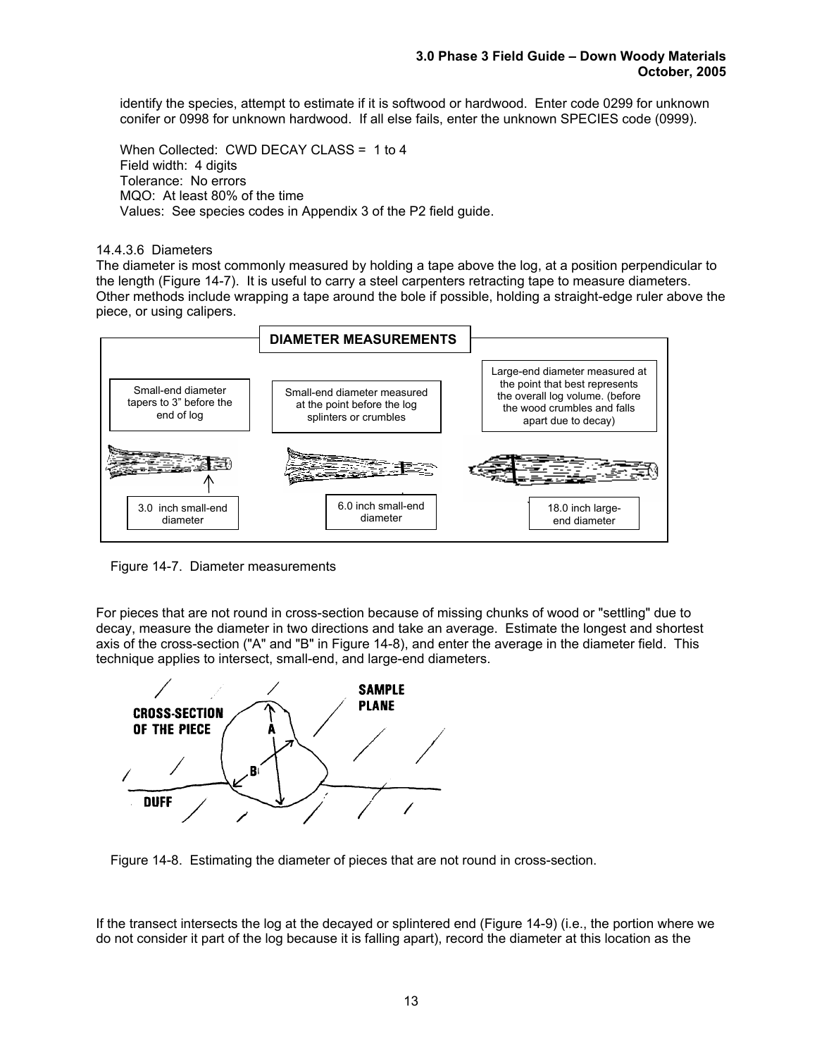identify the species, attempt to estimate if it is softwood or hardwood. Enter code 0299 for unknown conifer or 0998 for unknown hardwood. If all else fails, enter the unknown SPECIES code (0999).

When Collected: CWD DECAY CLASS = 1 to 4
Field width: 4 digits
Tolerance: No errors
MQO: At least 80% of the time
Values: See species codes in Appendix 3 of the P2 field guide.

14.4.3.6 Diameters

The diameter is most commonly measured by holding a tape above the log, at a position perpendicular to the length (Figure 14-7). It is useful to carry a steel carpenters retracting tape to measure diameters. Other methods include wrapping a tape around the bole if possible, holding a straight-edge ruler above the piece, or using calipers.

Figure 14-7. Diameter measurements

For pieces that are not round in cross-section because of missing chunks of wood or "settling" due to decay, measure the diameter in two directions and take an average. Estimate the longest and shortest axis of the cross-section ("A" and "B" in Figure 14-8), and enter the average in the diameter field. This technique applies to intersect, small-end, and large-end diameters.

Figure 14-8. Estimating the diameter of pieces that are not round in cross-section.

If the transect intersects the log at the decayed or splintered end (Figure 14-9) (i.e., the portion where we do not consider it part of the log because it is falling apart), record the diameter at this location as the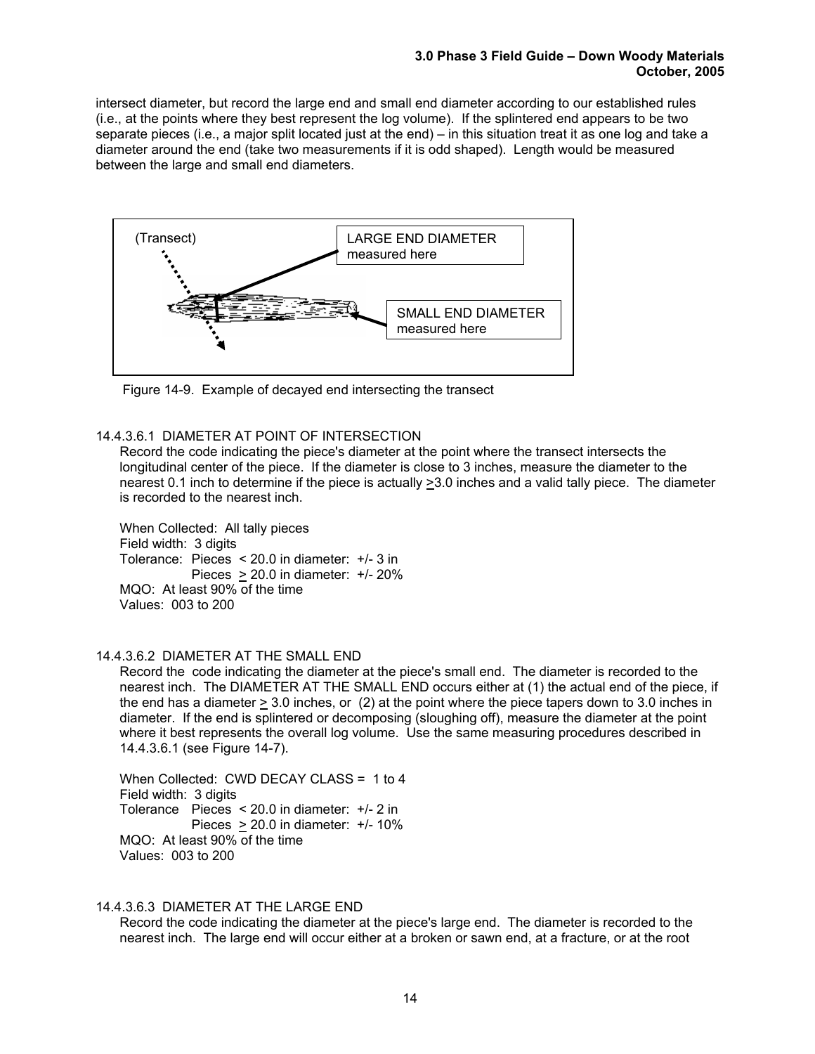intersect diameter, but record the large end and small end diameter according to our established rules (i.e., at the points where they best represent the log volume). If the splintered end appears to be two separate pieces (i.e., a major split located just at the end) – in this situation treat it as one log and take a diameter around the end (take two measurements if it is odd shaped). Length would be measured between the large and small end diameters.

(Transect)

LARGE END DIAMETER measured here

SMALL END DIAMETER measured here

Figure 14-9. Example of decayed end intersecting the transect

#### 14.4.3.6.1 DIAMETER AT POINT OF INTERSECTION

Record the code indicating the piece's diameter at the point where the transect intersects the longitudinal center of the piece. If the diameter is close to 3 inches, measure the diameter to the nearest 0.1 inch to determine if the piece is actually ≥3.0 inches and a valid tally piece. The diameter is recorded to the nearest inch.

When Collected: All tally pieces
Field width: 3 digits
Tolerance: Pieces < 20.0 in diameter: +/- 3 in
Pieces ≥ 20.0 in diameter: +/- 20%
MQO: At least 90% of the time
Values: 003 to 200

#### 14.4.3.6.2 DIAMETER AT THE SMALL END

Record the code indicating the diameter at the piece's small end. The diameter is recorded to the nearest inch. The DIAMETER AT THE SMALL END occurs either at (1) the actual end of the piece, if the end has a diameter ≥ 3.0 inches, or (2) at the point where the piece tapers down to 3.0 inches in diameter. If the end is splintered or decomposing (sloughing off), measure the diameter at the point where it best represents the overall log volume. Use the same measuring procedures described in 14.4.3.6.1 (see Figure 14-7).

When Collected: CWD DECAY CLASS = 1 to 4
Field width: 3 digits
Tolerance Pieces < 20.0 in diameter: +/- 2 in
Pieces ≥ 20.0 in diameter: +/- 10%
MQO: At least 90% of the time
Values: 003 to 200

#### 14.4.3.6.3 DIAMETER AT THE LARGE END

Record the code indicating the diameter at the piece's large end. The diameter is recorded to the nearest inch. The large end will occur either at a broken or sawn end, at a fracture, or at the root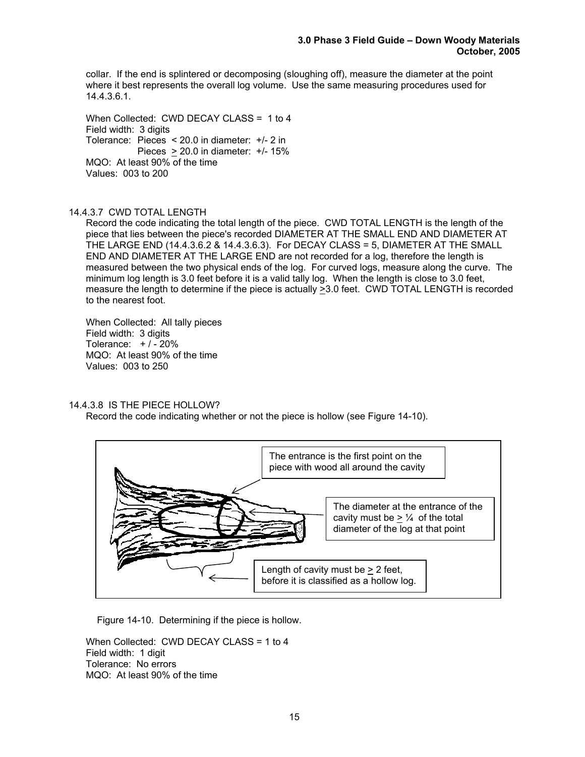collar. If the end is splintered or decomposing (sloughing off), measure the diameter at the point where it best represents the overall log volume. Use the same measuring procedures used for 14.4.3.6.1.

When Collected: CWD DECAY CLASS = 1 to 4
Field width: 3 digits
Tolerance: Pieces < 20.0 in diameter: +/- 2 in
Pieces ≥ 20.0 in diameter: +/- 15%
MQO: At least 90% of the time
Values: 003 to 200

### 14.4.3.7 CWD TOTAL LENGTH

Record the code indicating the total length of the piece. CWD TOTAL LENGTH is the length of the piece that lies between the piece's recorded DIAMETER AT THE SMALL END AND DIAMETER AT THE LARGE END (14.4.3.6.2 & 14.4.3.6.3). For DECAY CLASS = 5, DIAMETER AT THE SMALL END AND DIAMETER AT THE LARGE END are not recorded for a log, therefore the length is measured between the two physical ends of the log. For curved logs, measure along the curve. The minimum log length is 3.0 feet before it is a valid tally log. When the length is close to 3.0 feet, measure the length to determine if the piece is actually ≥3.0 feet. CWD TOTAL LENGTH is recorded to the nearest foot.

When Collected: All tally pieces
Field width: 3 digits
Tolerance: + / - 20%
MQO: At least 90% of the time
Values: 003 to 250

### 14.4.3.8 IS THE PIECE HOLLOW?

Record the code indicating whether or not the piece is hollow (see Figure 14-10).

The entrance is the first point on the piece with wood all around the cavity

The diameter at the entrance of the cavity must be ≥ ¼ of the total diameter of the log at that point

Length of cavity must be ≥ 2 feet, before it is classified as a hollow log.

Figure 14-10. Determining if the piece is hollow.

When Collected: CWD DECAY CLASS = 1 to 4
Field width: 1 digit
Tolerance: No errors
MQO: At least 90% of the time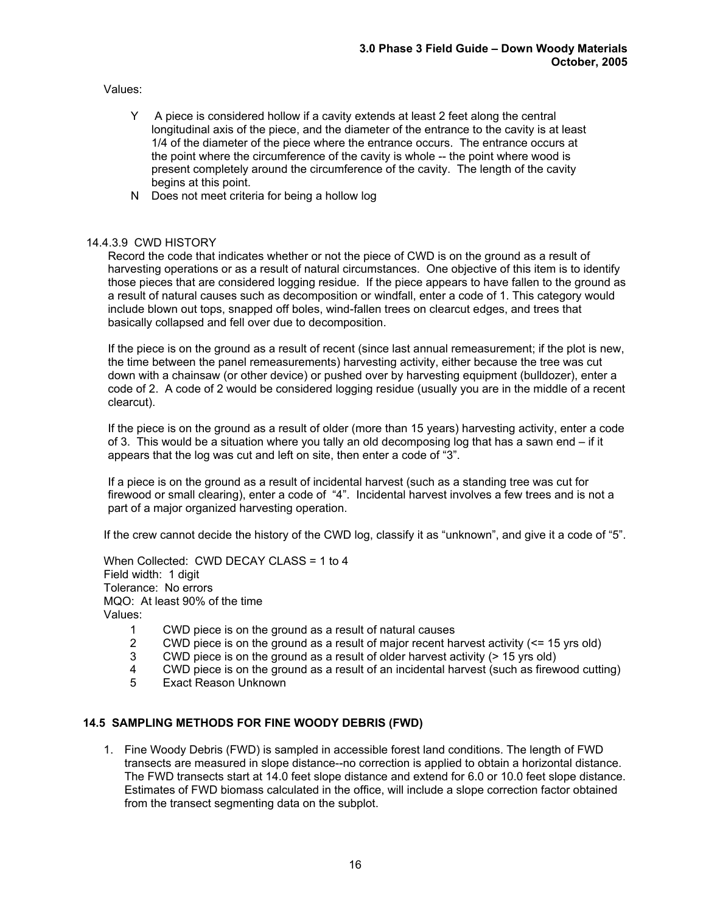Values:

- Y A piece is considered hollow if a cavity extends at least 2 feet along the central longitudinal axis of the piece, and the diameter of the entrance to the cavity is at least 1/4 of the diameter of the piece where the entrance occurs. The entrance occurs at the point where the circumference of the cavity is whole -- the point where wood is present completely around the circumference of the cavity. The length of the cavity begins at this point.
- N Does not meet criteria for being a hollow log

14.4.3.9 CWD HISTORY

Record the code that indicates whether or not the piece of CWD is on the ground as a result of harvesting operations or as a result of natural circumstances. One objective of this item is to identify those pieces that are considered logging residue. If the piece appears to have fallen to the ground as a result of natural causes such as decomposition or windfall, enter a code of 1. This category would include blown out tops, snapped off boles, wind-fallen trees on clearcut edges, and trees that basically collapsed and fell over due to decomposition.

If the piece is on the ground as a result of recent (since last annual remeasurement; if the plot is new, the time between the panel remeasurements) harvesting activity, either because the tree was cut down with a chainsaw (or other device) or pushed over by harvesting equipment (bulldozer), enter a code of 2. A code of 2 would be considered logging residue (usually you are in the middle of a recent clearcut).

If the piece is on the ground as a result of older (more than 15 years) harvesting activity, enter a code of 3. This would be a situation where you tally an old decomposing log that has a sawn end – if it appears that the log was cut and left on site, then enter a code of "3".

If a piece is on the ground as a result of incidental harvest (such as a standing tree was cut for firewood or small clearing), enter a code of "4". Incidental harvest involves a few trees and is not a part of a major organized harvesting operation.

If the crew cannot decide the history of the CWD log, classify it as "unknown", and give it a code of "5".

When Collected: CWD DECAY CLASS = 1 to 4
Field width: 1 digit
Tolerance: No errors
MQO: At least 90% of the time
Values:

- 1 CWD piece is on the ground as a result of natural causes
- 2 CWD piece is on the ground as a result of major recent harvest activity (<= 15 yrs old)
- 3 CWD piece is on the ground as a result of older harvest activity (> 15 yrs old)
- 4 CWD piece is on the ground as a result of an incidental harvest (such as firewood cutting)
- 5 Exact Reason Unknown

## 14.5 SAMPLING METHODS FOR FINE WOODY DEBRIS (FWD)

1. Fine Woody Debris (FWD) is sampled in accessible forest land conditions. The length of FWD transects are measured in slope distance--no correction is applied to obtain a horizontal distance. The FWD transects start at 14.0 feet slope distance and extend for 6.0 or 10.0 feet slope distance. Estimates of FWD biomass calculated in the office, will include a slope correction factor obtained from the transect segmenting data on the subplot.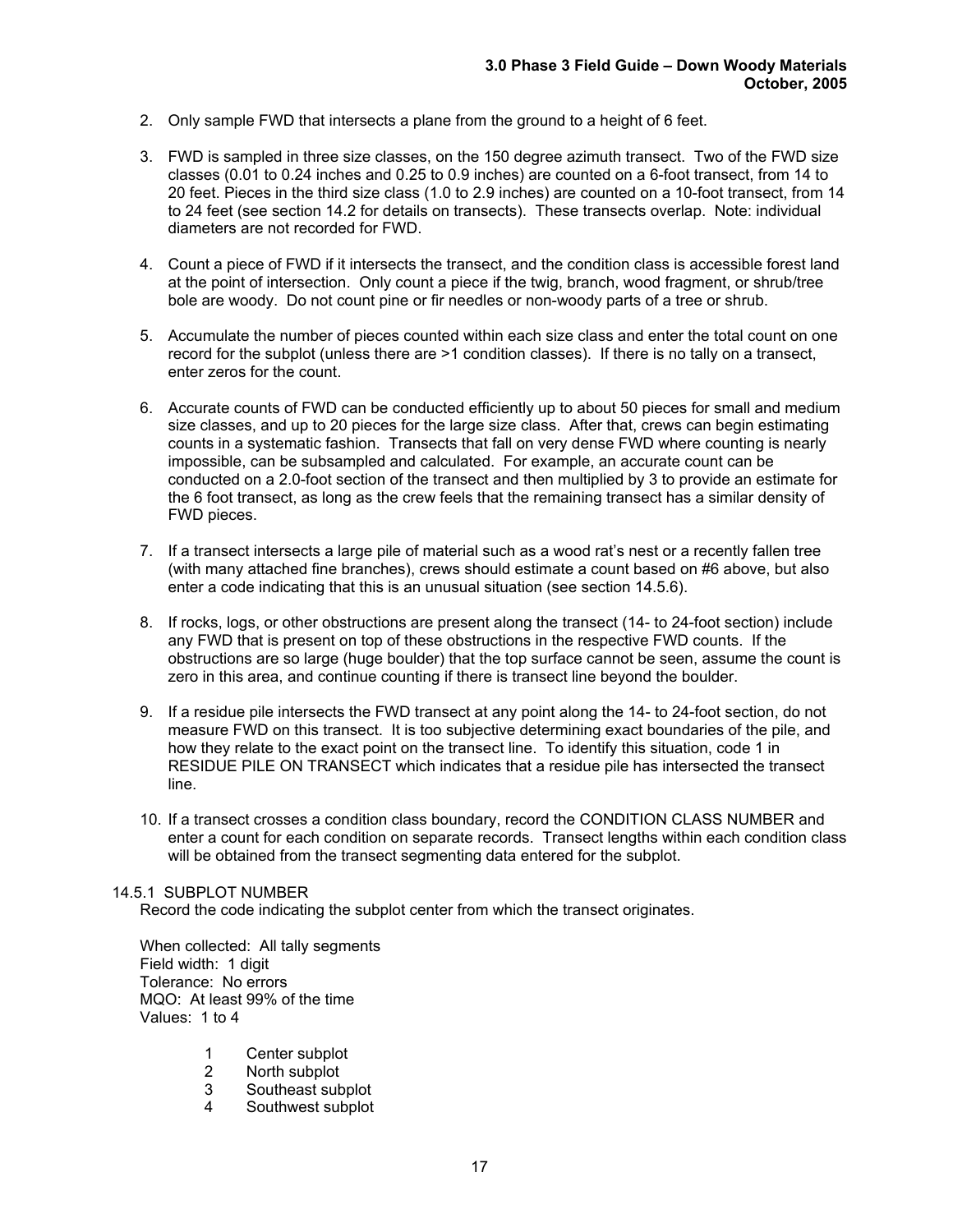2. Only sample FWD that intersects a plane from the ground to a height of 6 feet.

3. FWD is sampled in three size classes, on the 150 degree azimuth transect. Two of the FWD size classes (0.01 to 0.24 inches and 0.25 to 0.9 inches) are counted on a 6-foot transect, from 14 to 20 feet. Pieces in the third size class (1.0 to 2.9 inches) are counted on a 10-foot transect, from 14 to 24 feet (see section 14.2 for details on transects). These transects overlap. Note: individual diameters are not recorded for FWD.

4. Count a piece of FWD if it intersects the transect, and the condition class is accessible forest land at the point of intersection. Only count a piece if the twig, branch, wood fragment, or shrub/tree bole are woody. Do not count pine or fir needles or non-woody parts of a tree or shrub.

5. Accumulate the number of pieces counted within each size class and enter the total count on one record for the subplot (unless there are >1 condition classes). If there is no tally on a transect, enter zeros for the count.

6. Accurate counts of FWD can be conducted efficiently up to about 50 pieces for small and medium size classes, and up to 20 pieces for the large size class. After that, crews can begin estimating counts in a systematic fashion. Transects that fall on very dense FWD where counting is nearly impossible, can be subsampled and calculated. For example, an accurate count can be conducted on a 2.0-foot section of the transect and then multiplied by 3 to provide an estimate for the 6 foot transect, as long as the crew feels that the remaining transect has a similar density of FWD pieces.

7. If a transect intersects a large pile of material such as a wood rat's nest or a recently fallen tree (with many attached fine branches), crews should estimate a count based on #6 above, but also enter a code indicating that this is an unusual situation (see section 14.5.6).

8. If rocks, logs, or other obstructions are present along the transect (14- to 24-foot section) include any FWD that is present on top of these obstructions in the respective FWD counts. If the obstructions are so large (huge boulder) that the top surface cannot be seen, assume the count is zero in this area, and continue counting if there is transect line beyond the boulder.

9. If a residue pile intersects the FWD transect at any point along the 14- to 24-foot section, do not measure FWD on this transect. It is too subjective determining exact boundaries of the pile, and how they relate to the exact point on the transect line. To identify this situation, code 1 in RESIDUE PILE ON TRANSECT which indicates that a residue pile has intersected the transect line.

10. If a transect crosses a condition class boundary, record the CONDITION CLASS NUMBER and enter a count for each condition on separate records. Transect lengths within each condition class will be obtained from the transect segmenting data entered for the subplot.

#### 14.5.1 SUBPLOT NUMBER

Record the code indicating the subplot center from which the transect originates.

When collected: All tally segments
Field width: 1 digit
Tolerance: No errors
MQO: At least 99% of the time
Values: 1 to 4

- 1 Center subplot
- 2 North subplot
- 3 Southeast subplot
- 4 Southwest subplot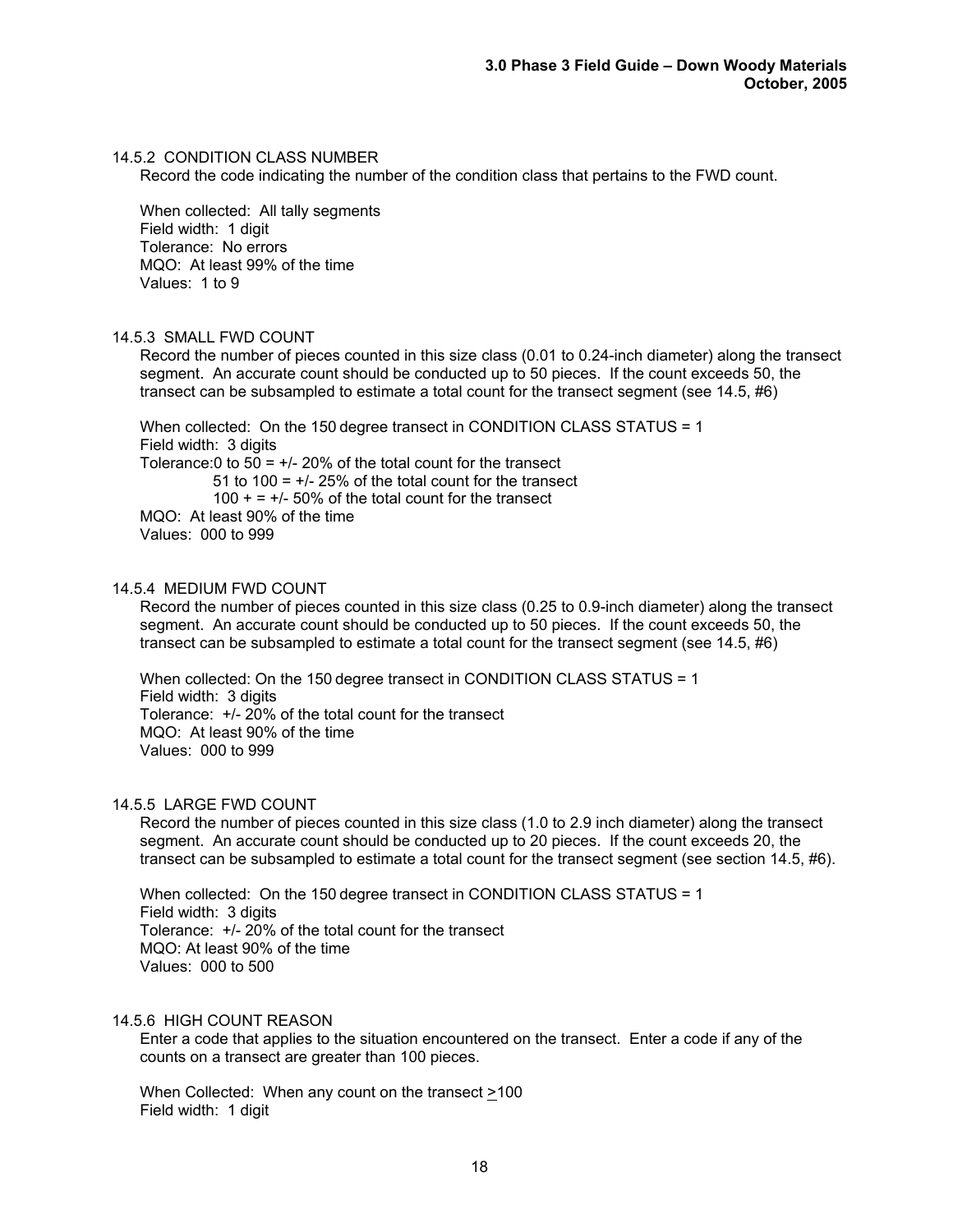### 14.5.2 CONDITION CLASS NUMBER

Record the code indicating the number of the condition class that pertains to the FWD count.

When collected: All tally segments
Field width: 1 digit
Tolerance: No errors
MQO: At least 99% of the time
Values: 1 to 9

### 14.5.3 SMALL FWD COUNT

Record the number of pieces counted in this size class (0.01 to 0.24-inch diameter) along the transect segment. An accurate count should be conducted up to 50 pieces. If the count exceeds 50, the transect can be subsampled to estimate a total count for the transect segment (see 14.5, #6)

When collected: On the 150 degree transect in CONDITION CLASS STATUS = 1
Field width: 3 digits
Tolerance: 0 to 50 = +/- 20% of the total count for the transect
51 to 100 = +/- 25% of the total count for the transect
100 + = +/- 50% of the total count for the transect
MQO: At least 90% of the time
Values: 000 to 999

### 14.5.4 MEDIUM FWD COUNT

Record the number of pieces counted in this size class (0.25 to 0.9-inch diameter) along the transect segment. An accurate count should be conducted up to 50 pieces. If the count exceeds 50, the transect can be subsampled to estimate a total count for the transect segment (see 14.5, #6)

When collected: On the 150 degree transect in CONDITION CLASS STATUS = 1
Field width: 3 digits
Tolerance: +/- 20% of the total count for the transect
MQO: At least 90% of the time
Values: 000 to 999

### 14.5.5 LARGE FWD COUNT

Record the number of pieces counted in this size class (1.0 to 2.9 inch diameter) along the transect segment. An accurate count should be conducted up to 20 pieces. If the count exceeds 20, the transect can be subsampled to estimate a total count for the transect segment (see section 14.5, #6).

When collected: On the 150 degree transect in CONDITION CLASS STATUS = 1
Field width: 3 digits
Tolerance: +/- 20% of the total count for the transect
MQO: At least 90% of the time
Values: 000 to 500

### 14.5.6 HIGH COUNT REASON

Enter a code that applies to the situation encountered on the transect. Enter a code if any of the counts on a transect are greater than 100 pieces.

When Collected: When any count on the transect ≥100
Field width: 1 digit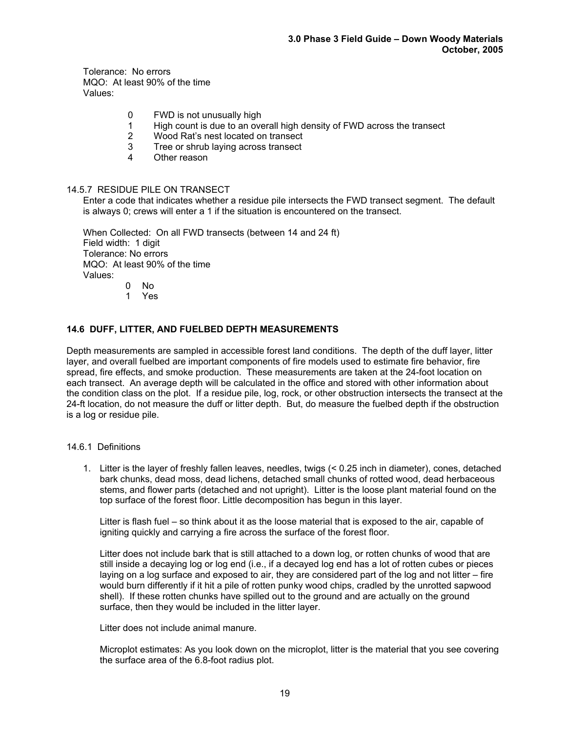Tolerance: No errors
MQO: At least 90% of the time
Values:

| | |
|---|---|
| 0 | FWD is not unusually high |
| 1 | High count is due to an overall high density of FWD across the transect |
| 2 | Wood Rat's nest located on transect |
| 3 | Tree or shrub laying across transect |
| 4 | Other reason |

14.5.7 RESIDUE PILE ON TRANSECT

Enter a code that indicates whether a residue pile intersects the FWD transect segment. The default is always 0; crews will enter a 1 if the situation is encountered on the transect.

When Collected: On all FWD transects (between 14 and 24 ft)
Field width: 1 digit
Tolerance: No errors
MQO: At least 90% of the time
Values:

| | |
|---|---|
| 0 | No |
| 1 | Yes |

## 14.6 DUFF, LITTER, AND FUELBED DEPTH MEASUREMENTS

Depth measurements are sampled in accessible forest land conditions. The depth of the duff layer, litter layer, and overall fuelbed are important components of fire models used to estimate fire behavior, fire spread, fire effects, and smoke production. These measurements are taken at the 24-foot location on each transect. An average depth will be calculated in the office and stored with other information about the condition class on the plot. If a residue pile, log, rock, or other obstruction intersects the transect at the 24-ft location, do not measure the duff or litter depth. But, do measure the fuelbed depth if the obstruction is a log or residue pile.

14.6.1 Definitions

1. Litter is the layer of freshly fallen leaves, needles, twigs (< 0.25 inch in diameter), cones, detached bark chunks, dead moss, dead lichens, detached small chunks of rotted wood, dead herbaceous stems, and flower parts (detached and not upright). Litter is the loose plant material found on the top surface of the forest floor. Little decomposition has begun in this layer.

   Litter is flash fuel – so think about it as the loose material that is exposed to the air, capable of igniting quickly and carrying a fire across the surface of the forest floor.

   Litter does not include bark that is still attached to a down log, or rotten chunks of wood that are still inside a decaying log or log end (i.e., if a decayed log end has a lot of rotten cubes or pieces laying on a log surface and exposed to air, they are considered part of the log and not litter – fire would burn differently if it hit a pile of rotten punky wood chips, cradled by the unrotted sapwood shell). If these rotten chunks have spilled out to the ground and are actually on the ground surface, then they would be included in the litter layer.

   Litter does not include animal manure.

   Microplot estimates: As you look down on the microplot, litter is the material that you see covering the surface area of the 6.8-foot radius plot.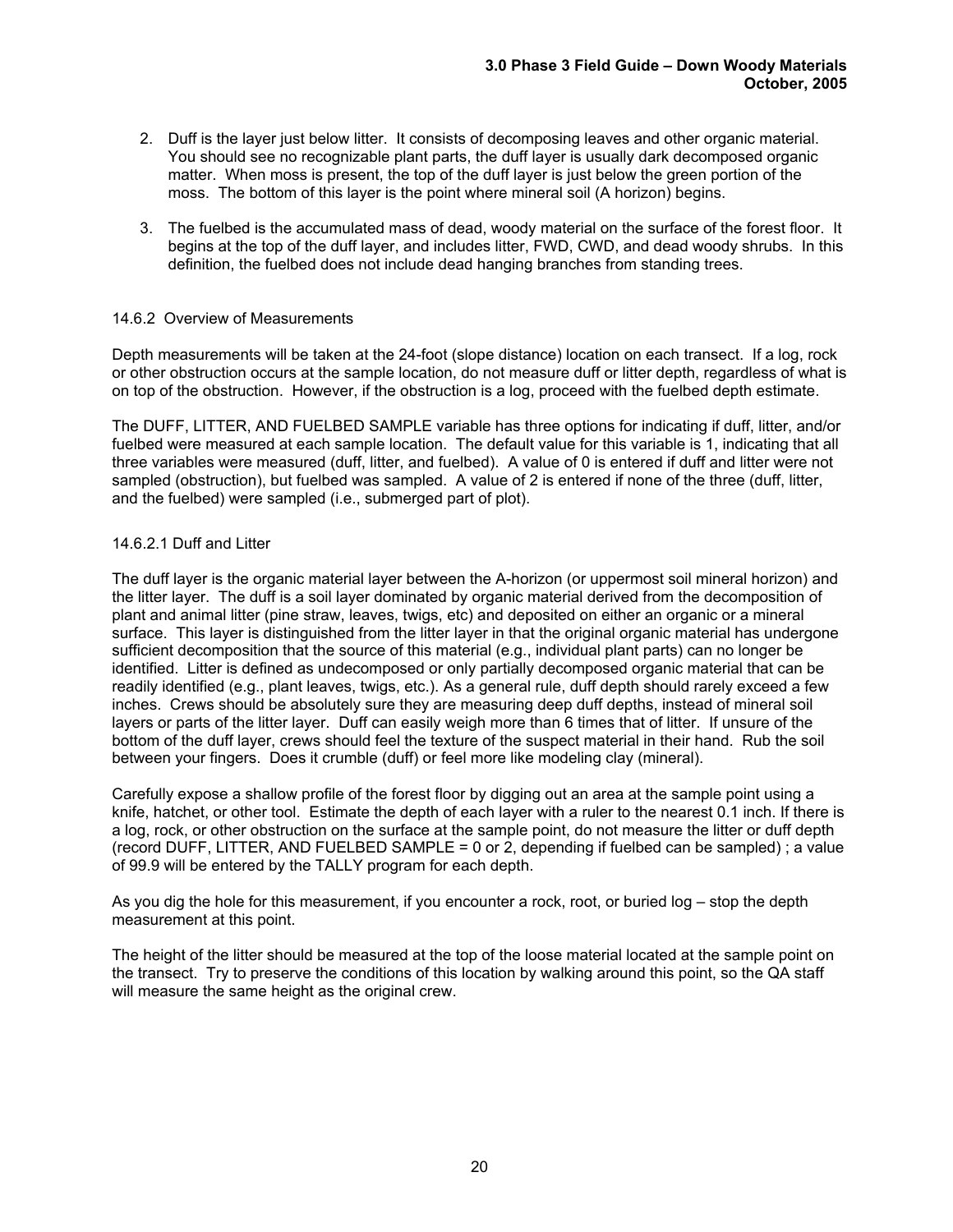2. Duff is the layer just below litter. It consists of decomposing leaves and other organic material. You should see no recognizable plant parts, the duff layer is usually dark decomposed organic matter. When moss is present, the top of the duff layer is just below the green portion of the moss. The bottom of this layer is the point where mineral soil (A horizon) begins.

3. The fuelbed is the accumulated mass of dead, woody material on the surface of the forest floor. It begins at the top of the duff layer, and includes litter, FWD, CWD, and dead woody shrubs. In this definition, the fuelbed does not include dead hanging branches from standing trees.

### 14.6.2 Overview of Measurements

Depth measurements will be taken at the 24-foot (slope distance) location on each transect. If a log, rock or other obstruction occurs at the sample location, do not measure duff or litter depth, regardless of what is on top of the obstruction. However, if the obstruction is a log, proceed with the fuelbed depth estimate.

The DUFF, LITTER, AND FUELBED SAMPLE variable has three options for indicating if duff, litter, and/or fuelbed were measured at each sample location. The default value for this variable is 1, indicating that all three variables were measured (duff, litter, and fuelbed). A value of 0 is entered if duff and litter were not sampled (obstruction), but fuelbed was sampled. A value of 2 is entered if none of the three (duff, litter, and the fuelbed) were sampled (i.e., submerged part of plot).

#### 14.6.2.1 Duff and Litter

The duff layer is the organic material layer between the A-horizon (or uppermost soil mineral horizon) and the litter layer. The duff is a soil layer dominated by organic material derived from the decomposition of plant and animal litter (pine straw, leaves, twigs, etc) and deposited on either an organic or a mineral surface. This layer is distinguished from the litter layer in that the original organic material has undergone sufficient decomposition that the source of this material (e.g., individual plant parts) can no longer be identified. Litter is defined as undecomposed or only partially decomposed organic material that can be readily identified (e.g., plant leaves, twigs, etc.). As a general rule, duff depth should rarely exceed a few inches. Crews should be absolutely sure they are measuring deep duff depths, instead of mineral soil layers or parts of the litter layer. Duff can easily weigh more than 6 times that of litter. If unsure of the bottom of the duff layer, crews should feel the texture of the suspect material in their hand. Rub the soil between your fingers. Does it crumble (duff) or feel more like modeling clay (mineral).

Carefully expose a shallow profile of the forest floor by digging out an area at the sample point using a knife, hatchet, or other tool. Estimate the depth of each layer with a ruler to the nearest 0.1 inch. If there is a log, rock, or other obstruction on the surface at the sample point, do not measure the litter or duff depth (record DUFF, LITTER, AND FUELBED SAMPLE = 0 or 2, depending if fuelbed can be sampled) ; a value of 99.9 will be entered by the TALLY program for each depth.

As you dig the hole for this measurement, if you encounter a rock, root, or buried log – stop the depth measurement at this point.

The height of the litter should be measured at the top of the loose material located at the sample point on the transect. Try to preserve the conditions of this location by walking around this point, so the QA staff will measure the same height as the original crew.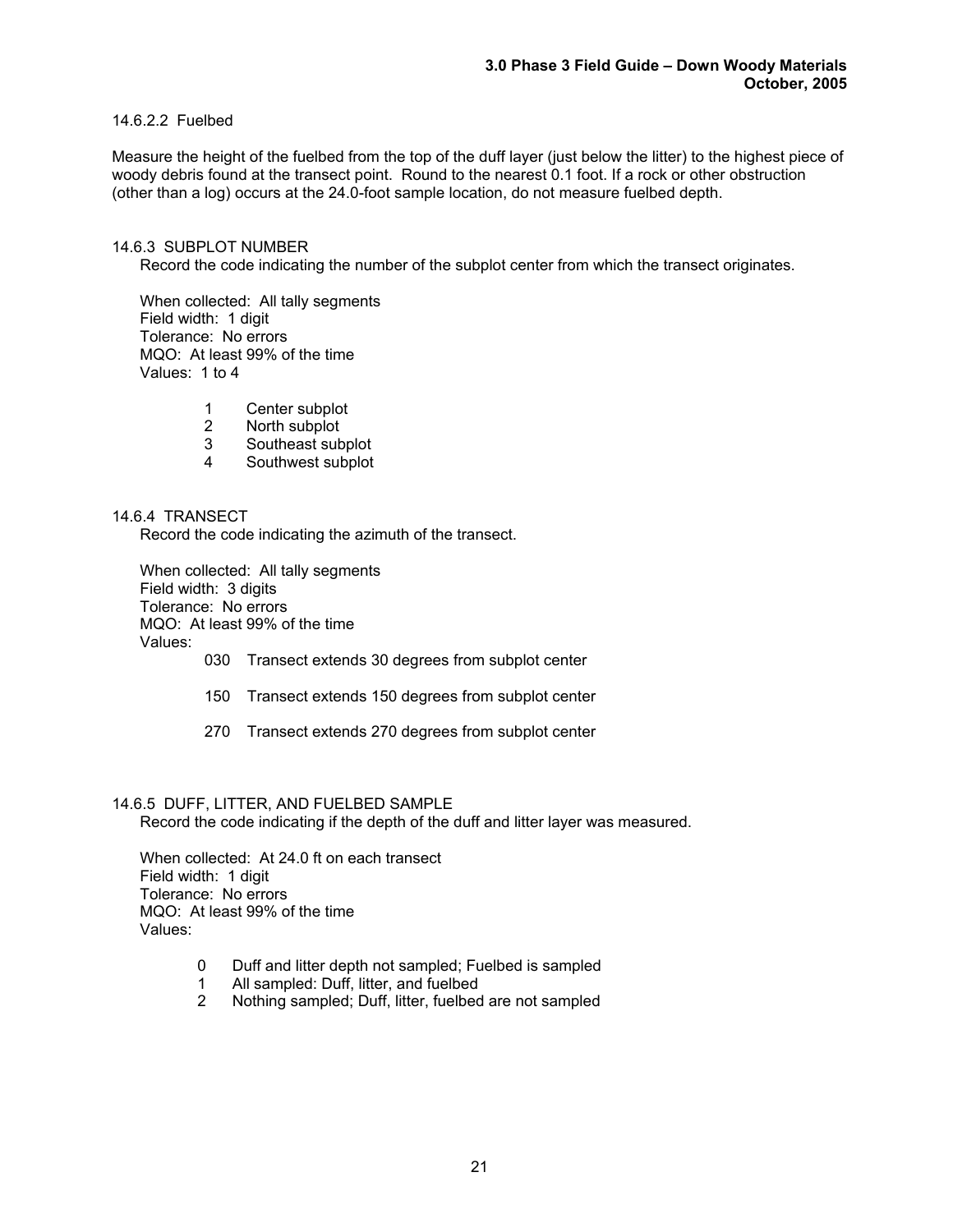#### 14.6.2.2 Fuelbed

Measure the height of the fuelbed from the top of the duff layer (just below the litter) to the highest piece of woody debris found at the transect point. Round to the nearest 0.1 foot. If a rock or other obstruction (other than a log) occurs at the 24.0-foot sample location, do not measure fuelbed depth.

### 14.6.3 SUBPLOT NUMBER

Record the code indicating the number of the subplot center from which the transect originates.

When collected: All tally segments
Field width: 1 digit
Tolerance: No errors
MQO: At least 99% of the time
Values: 1 to 4

- 1 Center subplot
- 2 North subplot
- 3 Southeast subplot
- 4 Southwest subplot

### 14.6.4 TRANSECT

Record the code indicating the azimuth of the transect.

When collected: All tally segments
Field width: 3 digits
Tolerance: No errors
MQO: At least 99% of the time
Values:

- 030 Transect extends 30 degrees from subplot center
- 150 Transect extends 150 degrees from subplot center
- 270 Transect extends 270 degrees from subplot center

### 14.6.5 DUFF, LITTER, AND FUELBED SAMPLE

Record the code indicating if the depth of the duff and litter layer was measured.

When collected: At 24.0 ft on each transect
Field width: 1 digit
Tolerance: No errors
MQO: At least 99% of the time
Values:

- 0 Duff and litter depth not sampled; Fuelbed is sampled
- 1 All sampled: Duff, litter, and fuelbed
- 2 Nothing sampled; Duff, litter, fuelbed are not sampled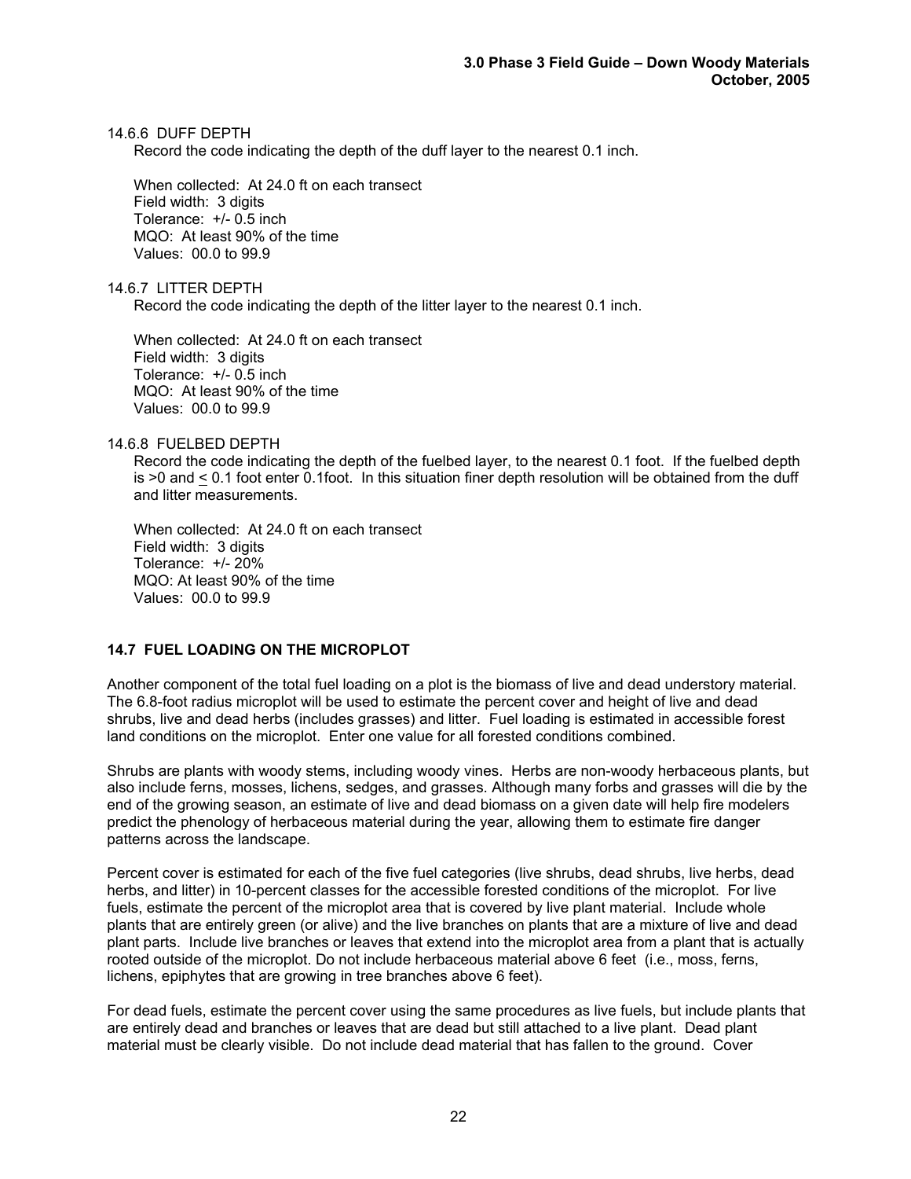14.6.6 DUFF DEPTH

Record the code indicating the depth of the duff layer to the nearest 0.1 inch.

When collected: At 24.0 ft on each transect
Field width: 3 digits
Tolerance: +/- 0.5 inch
MQO: At least 90% of the time
Values: 00.0 to 99.9

14.6.7 LITTER DEPTH

Record the code indicating the depth of the litter layer to the nearest 0.1 inch.

When collected: At 24.0 ft on each transect
Field width: 3 digits
Tolerance: +/- 0.5 inch
MQO: At least 90% of the time
Values: 00.0 to 99.9

14.6.8 FUELBED DEPTH

Record the code indicating the depth of the fuelbed layer, to the nearest 0.1 foot. If the fuelbed depth is >0 and ≤ 0.1 foot enter 0.1foot. In this situation finer depth resolution will be obtained from the duff and litter measurements.

When collected: At 24.0 ft on each transect
Field width: 3 digits
Tolerance: +/- 20%
MQO: At least 90% of the time
Values: 00.0 to 99.9

## 14.7 FUEL LOADING ON THE MICROPLOT

Another component of the total fuel loading on a plot is the biomass of live and dead understory material. The 6.8-foot radius microplot will be used to estimate the percent cover and height of live and dead shrubs, live and dead herbs (includes grasses) and litter. Fuel loading is estimated in accessible forest land conditions on the microplot. Enter one value for all forested conditions combined.

Shrubs are plants with woody stems, including woody vines. Herbs are non-woody herbaceous plants, but also include ferns, mosses, lichens, sedges, and grasses. Although many forbs and grasses will die by the end of the growing season, an estimate of live and dead biomass on a given date will help fire modelers predict the phenology of herbaceous material during the year, allowing them to estimate fire danger patterns across the landscape.

Percent cover is estimated for each of the five fuel categories (live shrubs, dead shrubs, live herbs, dead herbs, and litter) in 10-percent classes for the accessible forested conditions of the microplot. For live fuels, estimate the percent of the microplot area that is covered by live plant material. Include whole plants that are entirely green (or alive) and the live branches on plants that are a mixture of live and dead plant parts. Include live branches or leaves that extend into the microplot area from a plant that is actually rooted outside of the microplot. Do not include herbaceous material above 6 feet (i.e., moss, ferns, lichens, epiphytes that are growing in tree branches above 6 feet).

For dead fuels, estimate the percent cover using the same procedures as live fuels, but include plants that are entirely dead and branches or leaves that are dead but still attached to a live plant. Dead plant material must be clearly visible. Do not include dead material that has fallen to the ground. Cover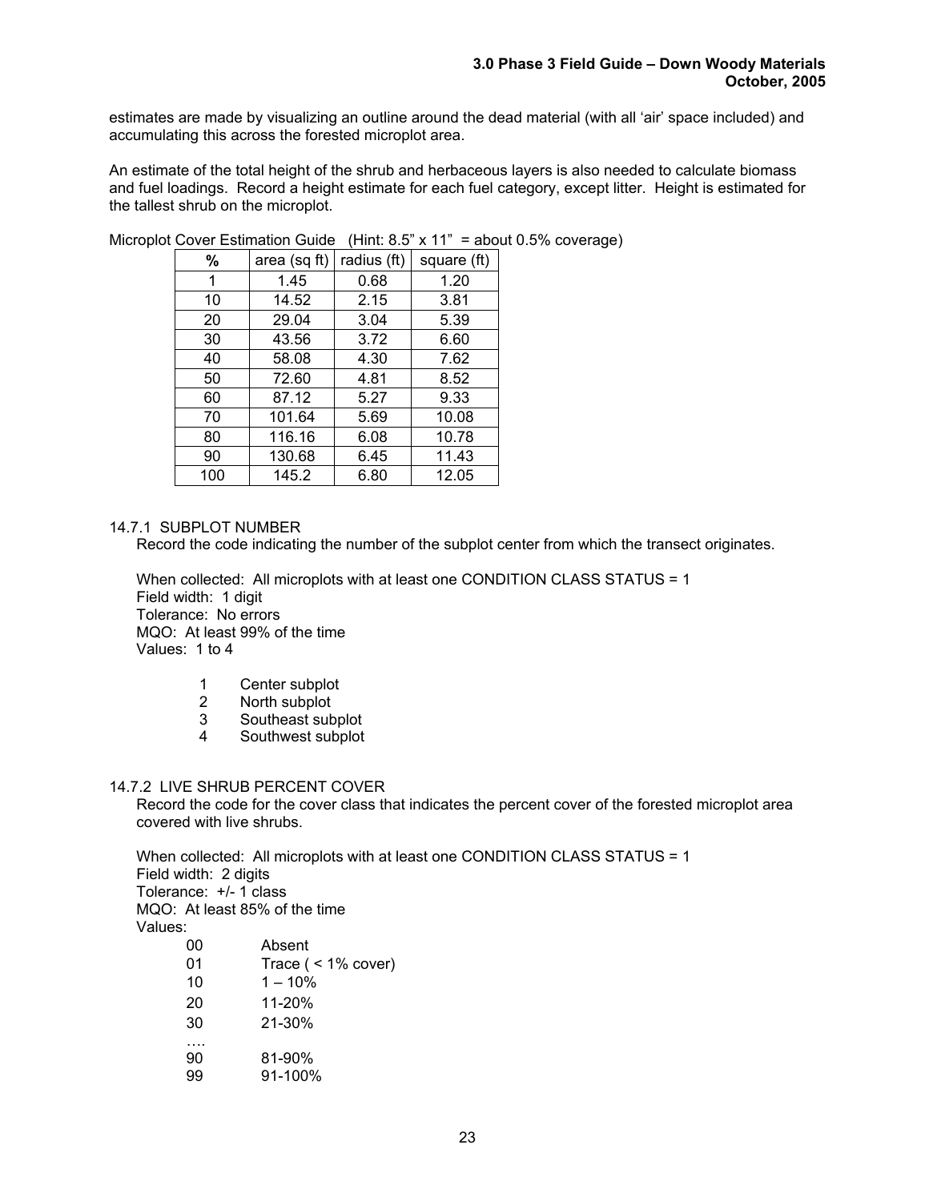estimates are made by visualizing an outline around the dead material (with all 'air' space included) and accumulating this across the forested microplot area.

An estimate of the total height of the shrub and herbaceous layers is also needed to calculate biomass and fuel loadings. Record a height estimate for each fuel category, except litter. Height is estimated for the tallest shrub on the microplot.

Microplot Cover Estimation Guide (Hint: 8.5" x 11" = about 0.5% coverage)

| % | area (sq ft) | radius (ft) | square (ft) |
|---|---|---|---|
| 1 | 1.45 | 0.68 | 1.20 |
| 10 | 14.52 | 2.15 | 3.81 |
| 20 | 29.04 | 3.04 | 5.39 |
| 30 | 43.56 | 3.72 | 6.60 |
| 40 | 58.08 | 4.30 | 7.62 |
| 50 | 72.60 | 4.81 | 8.52 |
| 60 | 87.12 | 5.27 | 9.33 |
| 70 | 101.64 | 5.69 | 10.08 |
| 80 | 116.16 | 6.08 | 10.78 |
| 90 | 130.68 | 6.45 | 11.43 |
| 100 | 145.2 | 6.80 | 12.05 |

### 14.7.1 SUBPLOT NUMBER

Record the code indicating the number of the subplot center from which the transect originates.

When collected: All microplots with at least one CONDITION CLASS STATUS = 1
Field width: 1 digit
Tolerance: No errors
MQO: At least 99% of the time
Values: 1 to 4

- 1 Center subplot
- 2 North subplot
- 3 Southeast subplot
- 4 Southwest subplot

### 14.7.2 LIVE SHRUB PERCENT COVER

Record the code for the cover class that indicates the percent cover of the forested microplot area covered with live shrubs.

When collected: All microplots with at least one CONDITION CLASS STATUS = 1
Field width: 2 digits
Tolerance: +/- 1 class
MQO: At least 85% of the time
Values:

- 00 Absent
- 01 Trace ( < 1% cover)
- 10 1 – 10%
- 20 11-20%
- 30 21-30%
- ….
- 90 81-90%
- 99 91-100%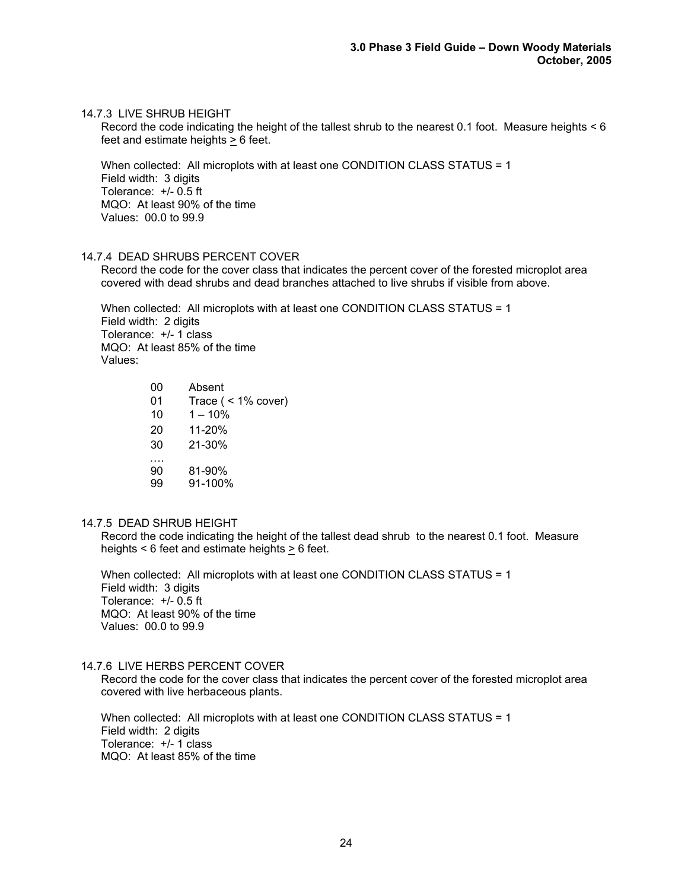### 14.7.3 LIVE SHRUB HEIGHT

Record the code indicating the height of the tallest shrub to the nearest 0.1 foot. Measure heights < 6 feet and estimate heights ≥ 6 feet.

When collected: All microplots with at least one CONDITION CLASS STATUS = 1
Field width: 3 digits
Tolerance: +/- 0.5 ft
MQO: At least 90% of the time
Values: 00.0 to 99.9

### 14.7.4 DEAD SHRUBS PERCENT COVER

Record the code for the cover class that indicates the percent cover of the forested microplot area covered with dead shrubs and dead branches attached to live shrubs if visible from above.

When collected: All microplots with at least one CONDITION CLASS STATUS = 1
Field width: 2 digits
Tolerance: +/- 1 class
MQO: At least 85% of the time
Values:

| | |
|---|---|
| 00 | Absent |
| 01 | Trace ( < 1% cover) |
| 10 | 1 – 10% |
| 20 | 11-20% |
| 30 | 21-30% |
| …. | |
| 90 | 81-90% |
| 99 | 91-100% |

### 14.7.5 DEAD SHRUB HEIGHT

Record the code indicating the height of the tallest dead shrub to the nearest 0.1 foot. Measure heights < 6 feet and estimate heights ≥ 6 feet.

When collected: All microplots with at least one CONDITION CLASS STATUS = 1
Field width: 3 digits
Tolerance: +/- 0.5 ft
MQO: At least 90% of the time
Values: 00.0 to 99.9

### 14.7.6 LIVE HERBS PERCENT COVER

Record the code for the cover class that indicates the percent cover of the forested microplot area covered with live herbaceous plants.

When collected: All microplots with at least one CONDITION CLASS STATUS = 1
Field width: 2 digits
Tolerance: +/- 1 class
MQO: At least 85% of the time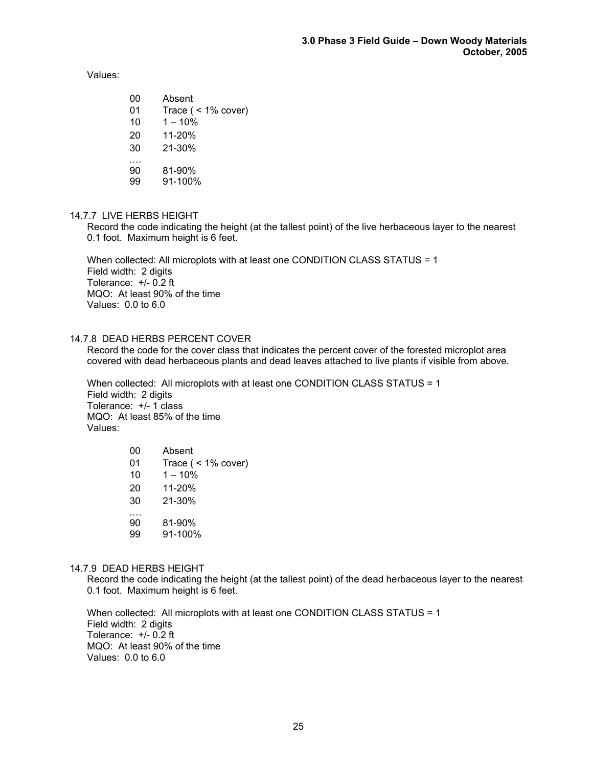Values:

| | |
|---|---|
| 00 | Absent |
| 01 | Trace ( < 1% cover) |
| 10 | 1 – 10% |
| 20 | 11-20% |
| 30 | 21-30% |
| …. | |
| 90 | 81-90% |
| 99 | 91-100% |

### 14.7.7 LIVE HERBS HEIGHT

Record the code indicating the height (at the tallest point) of the live herbaceous layer to the nearest 0.1 foot. Maximum height is 6 feet.

When collected: All microplots with at least one CONDITION CLASS STATUS = 1
Field width: 2 digits
Tolerance: +/- 0.2 ft
MQO: At least 90% of the time
Values: 0.0 to 6.0

### 14.7.8 DEAD HERBS PERCENT COVER

Record the code for the cover class that indicates the percent cover of the forested microplot area covered with dead herbaceous plants and dead leaves attached to live plants if visible from above.

When collected: All microplots with at least one CONDITION CLASS STATUS = 1
Field width: 2 digits
Tolerance: +/- 1 class
MQO: At least 85% of the time
Values:

| | |
|---|---|
| 00 | Absent |
| 01 | Trace ( < 1% cover) |
| 10 | 1 – 10% |
| 20 | 11-20% |
| 30 | 21-30% |
| …. | |
| 90 | 81-90% |
| 99 | 91-100% |

### 14.7.9 DEAD HERBS HEIGHT

Record the code indicating the height (at the tallest point) of the dead herbaceous layer to the nearest 0.1 foot. Maximum height is 6 feet.

When collected: All microplots with at least one CONDITION CLASS STATUS = 1
Field width: 2 digits
Tolerance: +/- 0.2 ft
MQO: At least 90% of the time
Values: 0.0 to 6.0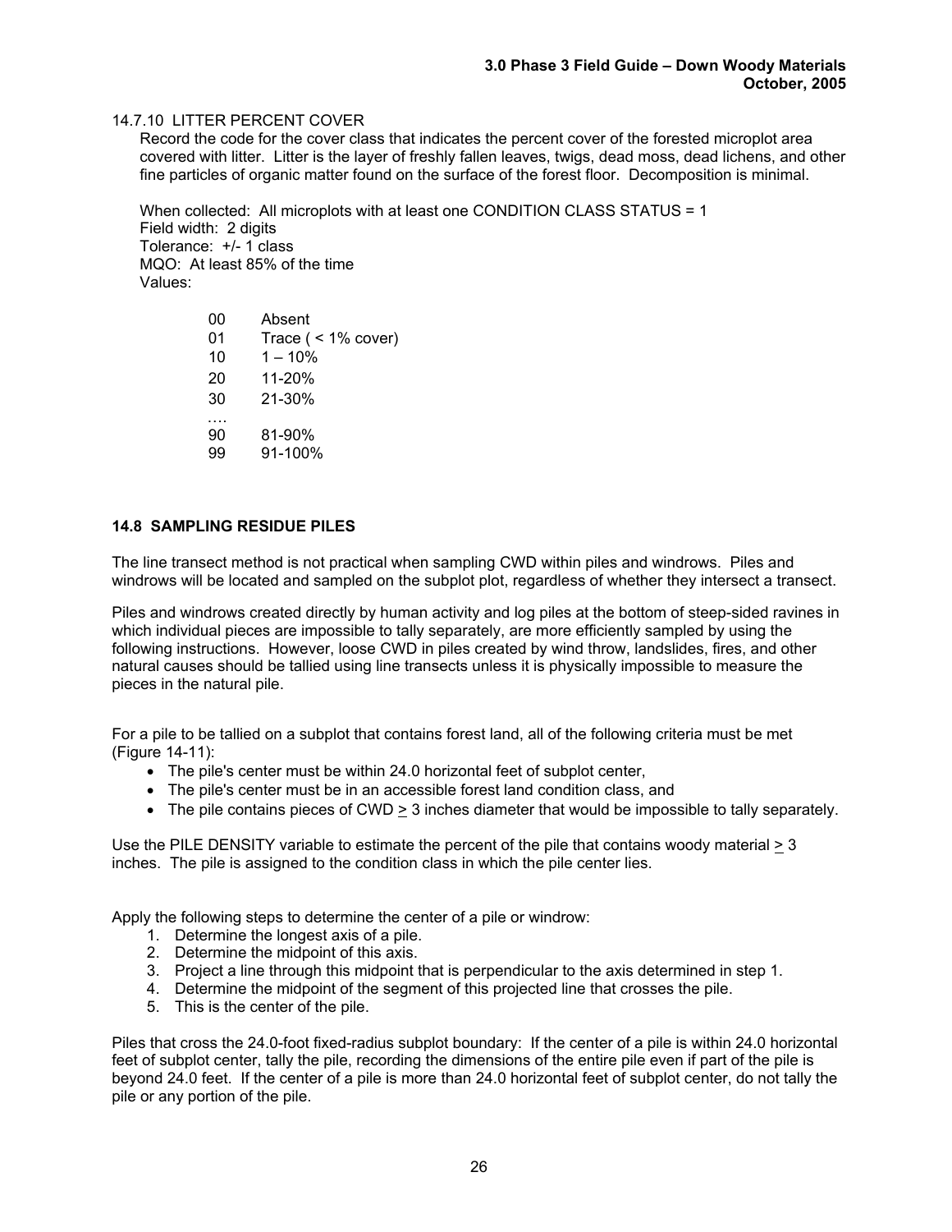14.7.10 LITTER PERCENT COVER

Record the code for the cover class that indicates the percent cover of the forested microplot area covered with litter. Litter is the layer of freshly fallen leaves, twigs, dead moss, dead lichens, and other fine particles of organic matter found on the surface of the forest floor. Decomposition is minimal.

When collected: All microplots with at least one CONDITION CLASS STATUS = 1
Field width: 2 digits
Tolerance: +/- 1 class
MQO: At least 85% of the time
Values:

| | |
|---|---|
| 00 | Absent |
| 01 | Trace ( < 1% cover) |
| 10 | 1 – 10% |
| 20 | 11-20% |
| 30 | 21-30% |
| …. | |
| 90 | 81-90% |
| 99 | 91-100% |

## 14.8 SAMPLING RESIDUE PILES

The line transect method is not practical when sampling CWD within piles and windrows. Piles and windrows will be located and sampled on the subplot plot, regardless of whether they intersect a transect.

Piles and windrows created directly by human activity and log piles at the bottom of steep-sided ravines in which individual pieces are impossible to tally separately, are more efficiently sampled by using the following instructions. However, loose CWD in piles created by wind throw, landslides, fires, and other natural causes should be tallied using line transects unless it is physically impossible to measure the pieces in the natural pile.

For a pile to be tallied on a subplot that contains forest land, all of the following criteria must be met (Figure 14-11):

- The pile's center must be within 24.0 horizontal feet of subplot center,
- The pile's center must be in an accessible forest land condition class, and
- The pile contains pieces of CWD ≥ 3 inches diameter that would be impossible to tally separately.

Use the PILE DENSITY variable to estimate the percent of the pile that contains woody material ≥ 3 inches. The pile is assigned to the condition class in which the pile center lies.

Apply the following steps to determine the center of a pile or windrow:

1. Determine the longest axis of a pile.
2. Determine the midpoint of this axis.
3. Project a line through this midpoint that is perpendicular to the axis determined in step 1.
4. Determine the midpoint of the segment of this projected line that crosses the pile.
5. This is the center of the pile.

Piles that cross the 24.0-foot fixed-radius subplot boundary: If the center of a pile is within 24.0 horizontal feet of subplot center, tally the pile, recording the dimensions of the entire pile even if part of the pile is beyond 24.0 feet. If the center of a pile is more than 24.0 horizontal feet of subplot center, do not tally the pile or any portion of the pile.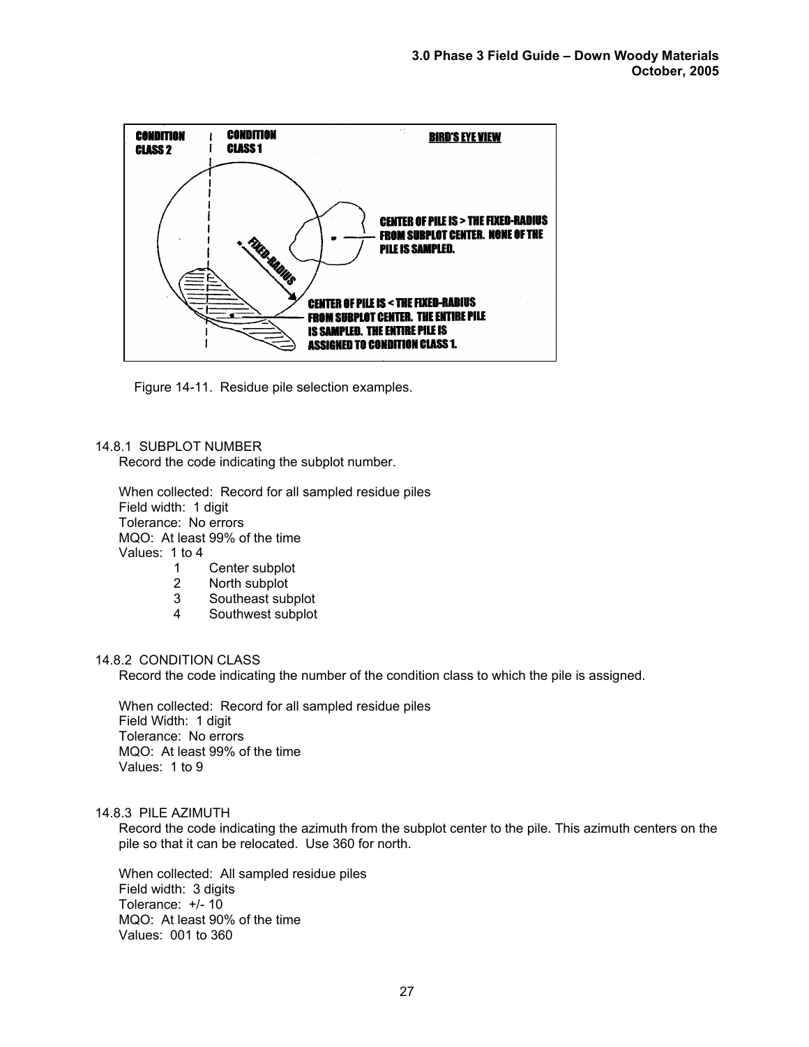Figure 14-11. Residue pile selection examples.

14.8.1 SUBPLOT NUMBER

Record the code indicating the subplot number.

When collected: Record for all sampled residue piles
Field width: 1 digit
Tolerance: No errors
MQO: At least 99% of the time
Values: 1 to 4

- 1 Center subplot
- 2 North subplot
- 3 Southeast subplot
- 4 Southwest subplot

14.8.2 CONDITION CLASS

Record the code indicating the number of the condition class to which the pile is assigned.

When collected: Record for all sampled residue piles
Field Width: 1 digit
Tolerance: No errors
MQO: At least 99% of the time
Values: 1 to 9

14.8.3 PILE AZIMUTH

Record the code indicating the azimuth from the subplot center to the pile. This azimuth centers on the pile so that it can be relocated. Use 360 for north.

When collected: All sampled residue piles
Field width: 3 digits
Tolerance: +/- 10
MQO: At least 90% of the time
Values: 001 to 360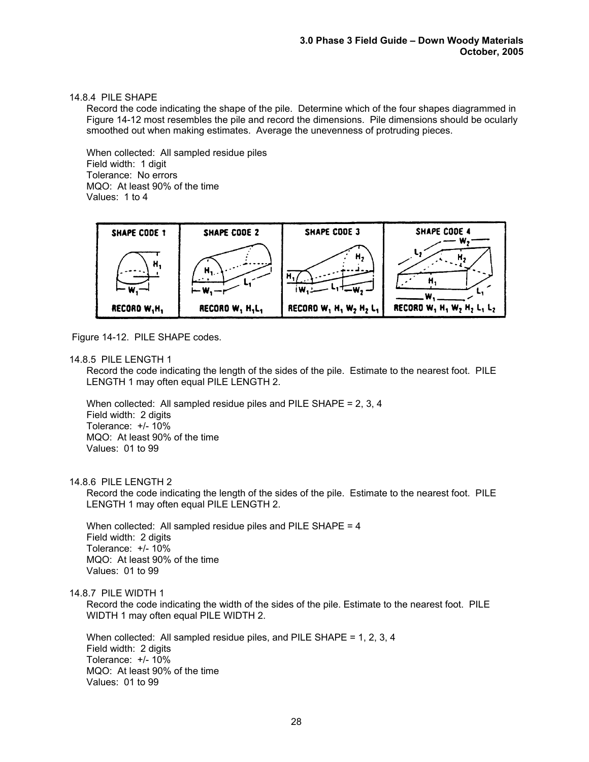### 14.8.4 PILE SHAPE

Record the code indicating the shape of the pile. Determine which of the four shapes diagrammed in Figure 14-12 most resembles the pile and record the dimensions. Pile dimensions should be ocularly smoothed out when making estimates. Average the unevenness of protruding pieces.

When collected: All sampled residue piles
Field width: 1 digit
Tolerance: No errors
MQO: At least 90% of the time
Values: 1 to 4

| SHAPE CODE 1 | SHAPE CODE 2 | SHAPE CODE 3 | SHAPE CODE 4 |
|---|---|---|---|
| RECORD $W_1 H_1$ | RECORD $W_1$ $H_1 L_1$ | RECORD $W_1$ $H_1$ $W_2$ $H_2$ $L_1$ | RECORD $W_1$ $H_1$ $W_2$ $H_2$ $L_1$ $L_2$ |

Figure 14-12. PILE SHAPE codes.

### 14.8.5 PILE LENGTH 1

Record the code indicating the length of the sides of the pile. Estimate to the nearest foot. PILE LENGTH 1 may often equal PILE LENGTH 2.

When collected: All sampled residue piles and PILE SHAPE = 2, 3, 4
Field width: 2 digits
Tolerance: +/- 10%
MQO: At least 90% of the time
Values: 01 to 99

### 14.8.6 PILE LENGTH 2

Record the code indicating the length of the sides of the pile. Estimate to the nearest foot. PILE LENGTH 1 may often equal PILE LENGTH 2.

When collected: All sampled residue piles and PILE SHAPE = 4
Field width: 2 digits
Tolerance: +/- 10%
MQO: At least 90% of the time
Values: 01 to 99

### 14.8.7 PILE WIDTH 1

Record the code indicating the width of the sides of the pile. Estimate to the nearest foot. PILE WIDTH 1 may often equal PILE WIDTH 2.

When collected: All sampled residue piles, and PILE SHAPE = 1, 2, 3, 4
Field width: 2 digits
Tolerance: +/- 10%
MQO: At least 90% of the time
Values: 01 to 99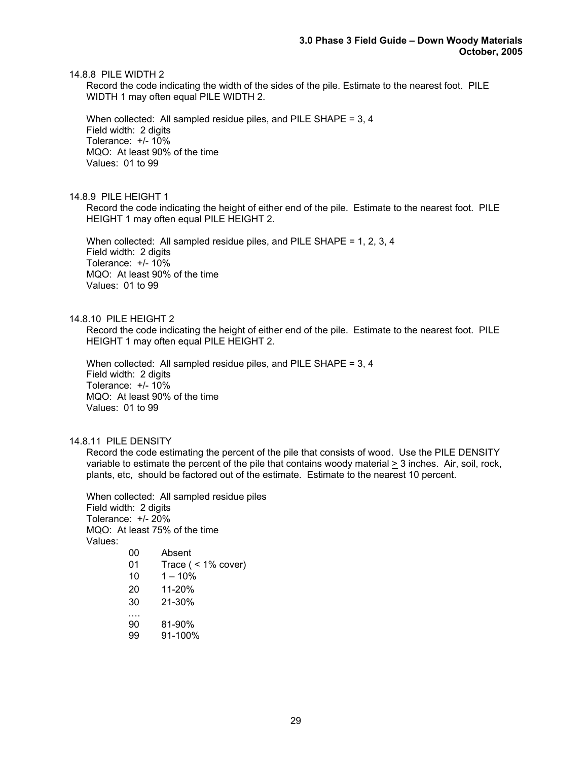#### 14.8.8 PILE WIDTH 2

Record the code indicating the width of the sides of the pile. Estimate to the nearest foot. PILE WIDTH 1 may often equal PILE WIDTH 2.

When collected: All sampled residue piles, and PILE SHAPE = 3, 4
Field width: 2 digits
Tolerance: +/- 10%
MQO: At least 90% of the time
Values: 01 to 99

#### 14.8.9 PILE HEIGHT 1

Record the code indicating the height of either end of the pile. Estimate to the nearest foot. PILE HEIGHT 1 may often equal PILE HEIGHT 2.

When collected: All sampled residue piles, and PILE SHAPE = 1, 2, 3, 4
Field width: 2 digits
Tolerance: +/- 10%
MQO: At least 90% of the time
Values: 01 to 99

#### 14.8.10 PILE HEIGHT 2

Record the code indicating the height of either end of the pile. Estimate to the nearest foot. PILE HEIGHT 1 may often equal PILE HEIGHT 2.

When collected: All sampled residue piles, and PILE SHAPE = 3, 4
Field width: 2 digits
Tolerance: +/- 10%
MQO: At least 90% of the time
Values: 01 to 99

#### 14.8.11 PILE DENSITY

Record the code estimating the percent of the pile that consists of wood. Use the PILE DENSITY variable to estimate the percent of the pile that contains woody material ≥ 3 inches. Air, soil, rock, plants, etc, should be factored out of the estimate. Estimate to the nearest 10 percent.

When collected: All sampled residue piles
Field width: 2 digits
Tolerance: +/- 20%
MQO: At least 75% of the time
Values:

| | |
|---|---|
| 00 | Absent |
| 01 | Trace ( < 1% cover) |
| 10 | 1 – 10% |
| 20 | 11-20% |
| 30 | 21-30% |
| …. | |
| 90 | 81-90% |
| 99 | 91-100% |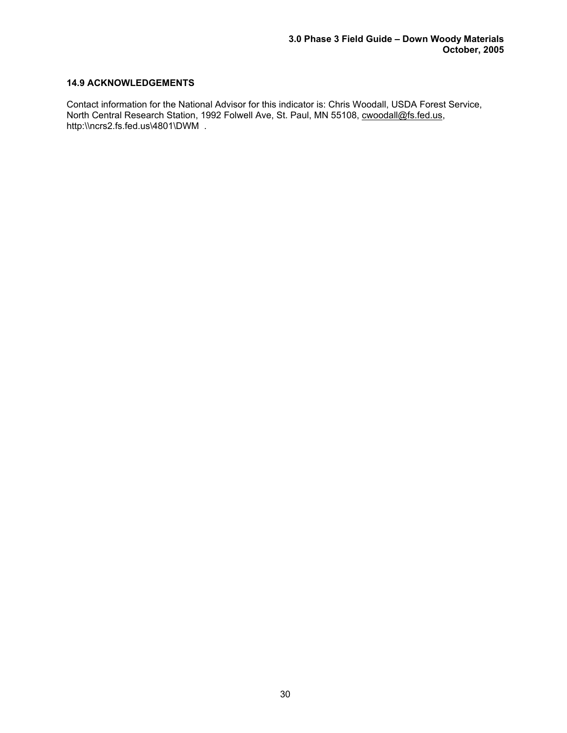### 14.9 ACKNOWLEDGEMENTS

Contact information for the National Advisor for this indicator is: Chris Woodall, USDA Forest Service, North Central Research Station, 1992 Folwell Ave, St. Paul, MN 55108, cwoodall@fs.fed.us, http:\\ncrs2.fs.fed.us\4801\DWM .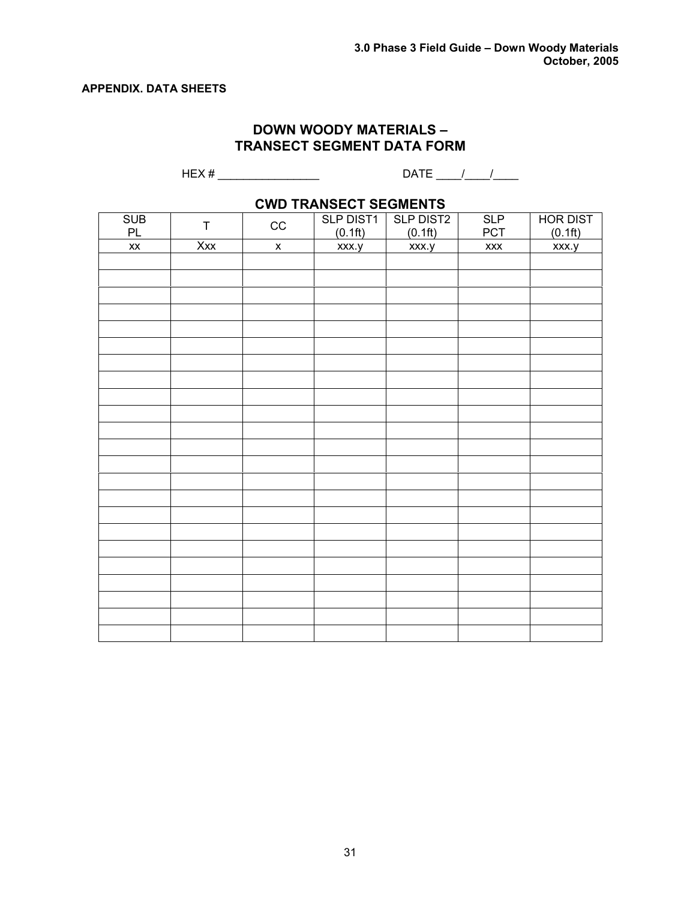**APPENDIX. DATA SHEETS**

## DOWN WOODY MATERIALS – TRANSECT SEGMENT DATA FORM

HEX # ________________ DATE ____/____/____

### CWD TRANSECT SEGMENTS

| SUB PL | T | CC | SLP DIST1 (0.1ft) | SLP DIST2 (0.1ft) | SLP PCT | HOR DIST (0.1ft) |
|---|---|---|---|---|---|---|
| xx | Xxx | x | xxx.y | xxx.y | xxx | xxx.y |
| | | | | | | |
| | | | | | | |
| | | | | | | |
| | | | | | | |
| | | | | | | |
| | | | | | | |
| | | | | | | |
| | | | | | | |
| | | | | | | |
| | | | | | | |
| | | | | | | |
| | | | | | | |
| | | | | | | |
| | | | | | | |
| | | | | | | |
| | | | | | | |
| | | | | | | |
| | | | | | | |
| | | | | | | |
| | | | | | | |
| | | | | | | |
| | | | | | | |
| | | | | | | |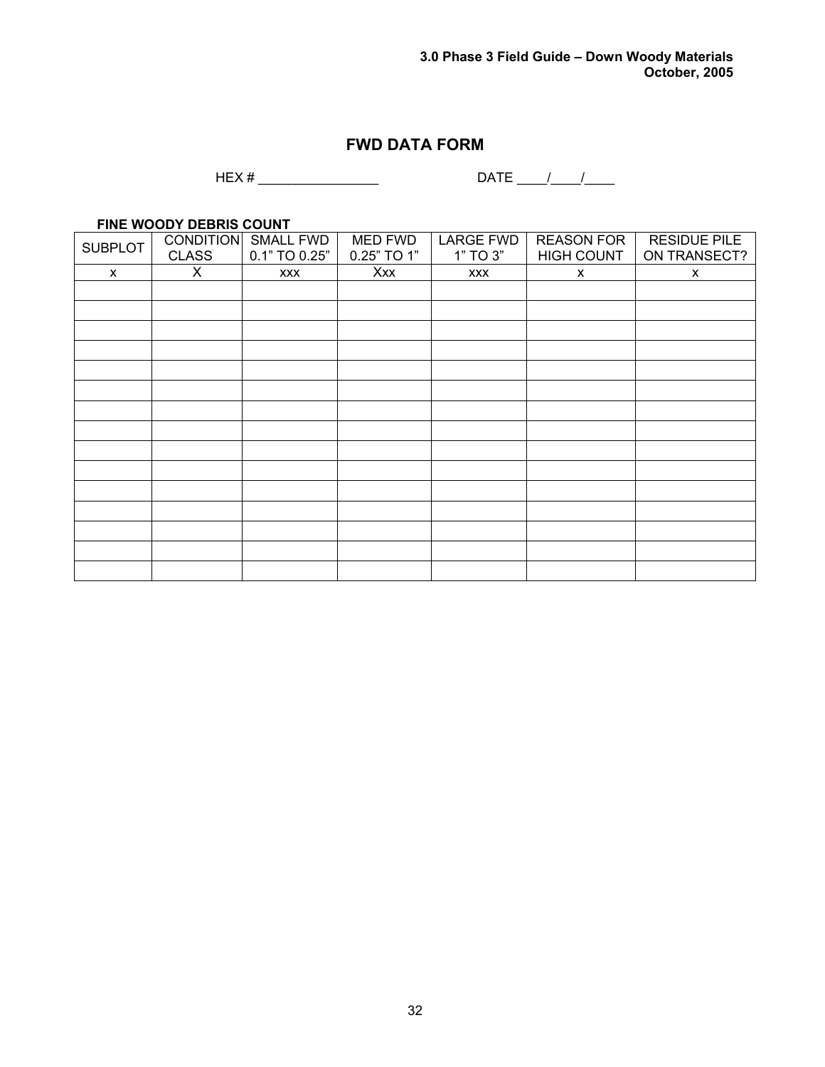## FWD DATA FORM

HEX # ________________ DATE ____/____/____

**FINE WOODY DEBRIS COUNT**

| SUBPLOT | CONDITION CLASS | SMALL FWD 0.1" TO 0.25" | MED FWD 0.25" TO 1" | LARGE FWD 1" TO 3" | REASON FOR HIGH COUNT | RESIDUE PILE ON TRANSECT? |
|---|---|---|---|---|---|---|
| x | X | xxx | Xxx | xxx | x | x |
| | | | | | | |
| | | | | | | |
| | | | | | | |
| | | | | | | |
| | | | | | | |
| | | | | | | |
| | | | | | | |
| | | | | | | |
| | | | | | | |
| | | | | | | |
| | | | | | | |
| | | | | | | |
| | | | | | | |
| | | | | | | |
| | | | | | | |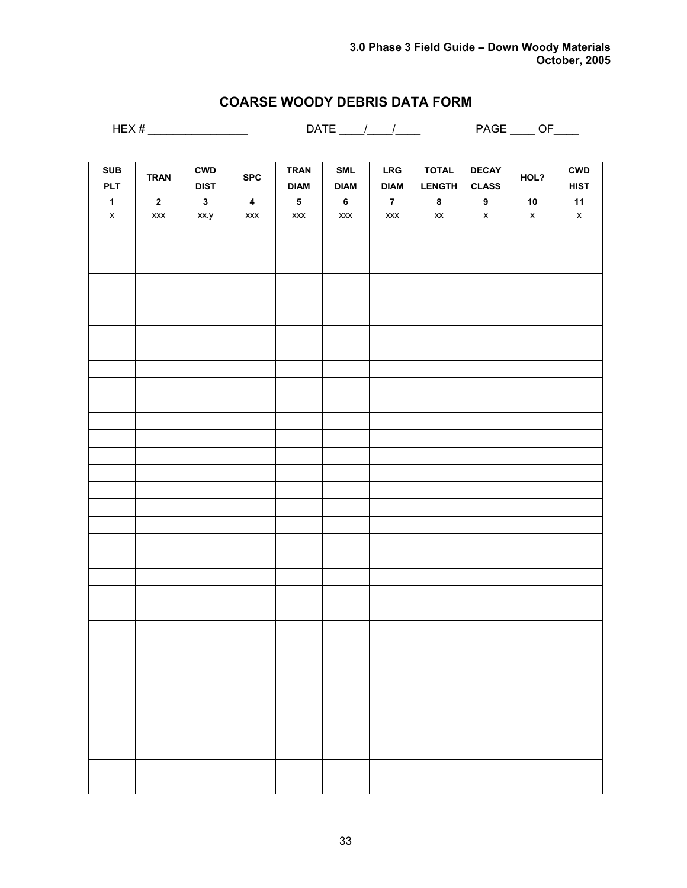## COARSE WOODY DEBRIS DATA FORM

HEX # ________________ DATE ____/____/____ PAGE ____ OF____

| SUB PLT | TRAN | CWD DIST | SPC | TRAN DIAM | SML DIAM | LRG DIAM | TOTAL LENGTH | DECAY CLASS | HOL? | CWD HIST |
|---|---|---|---|---|---|---|---|---|---|---|
| 1 | 2 | 3 | 4 | 5 | 6 | 7 | 8 | 9 | 10 | 11 |
| x | xxx | xx.y | xxx | xxx | xxx | xxx | xx | x | x | x |
| | | | | | | | | | | |
| | | | | | | | | | | |
| | | | | | | | | | | |
| | | | | | | | | | | |
| | | | | | | | | | | |
| | | | | | | | | | | |
| | | | | | | | | | | |
| | | | | | | | | | | |
| | | | | | | | | | | |
| | | | | | | | | | | |
| | | | | | | | | | | |
| | | | | | | | | | | |
| | | | | | | | | | | |
| | | | | | | | | | | |
| | | | | | | | | | | |
| | | | | | | | | | | |
| | | | | | | | | | | |
| | | | | | | | | | | |
| | | | | | | | | | | |
| | | | | | | | | | | |
| | | | | | | | | | | |
| | | | | | | | | | | |
| | | | | | | | | | | |
| | | | | | | | | | | |
| | | | | | | | | | | |
| | | | | | | | | | | |
| | | | | | | | | | | |
| | | | | | | | | | | |
| | | | | | | | | | | |
| | | | | | | | | | | |
| | | | | | | | | | | |
| | | | | | | | | | | |
| | | | | | | | | | | |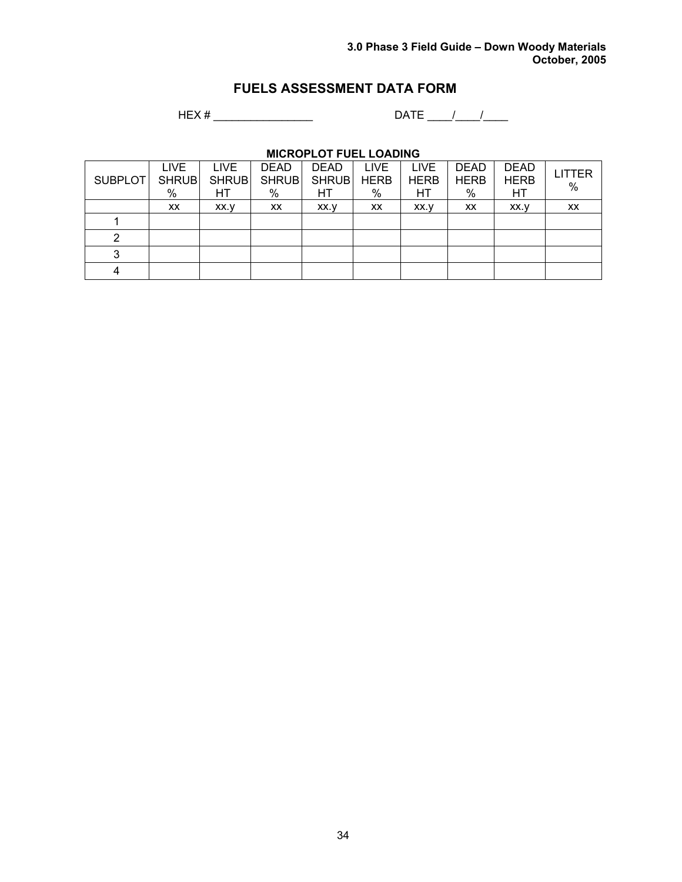# FUELS ASSESSMENT DATA FORM

HEX # ________________ DATE ____/____/____

**MICROPLOT FUEL LOADING**

| SUBPLOT | LIVE SHRUB % | LIVE SHRUB HT | DEAD SHRUB % | DEAD SHRUB HT | LIVE HERB % | LIVE HERB HT | DEAD HERB % | DEAD HERB HT | LITTER % |
|---|---|---|---|---|---|---|---|---|---|
| | xx | xx.y | xx | xx.y | xx | xx.y | xx | xx.y | xx |
| 1 | | | | | | | | | |
| 2 | | | | | | | | | |
| 3 | | | | | | | | | |
| 4 | | | | | | | | | |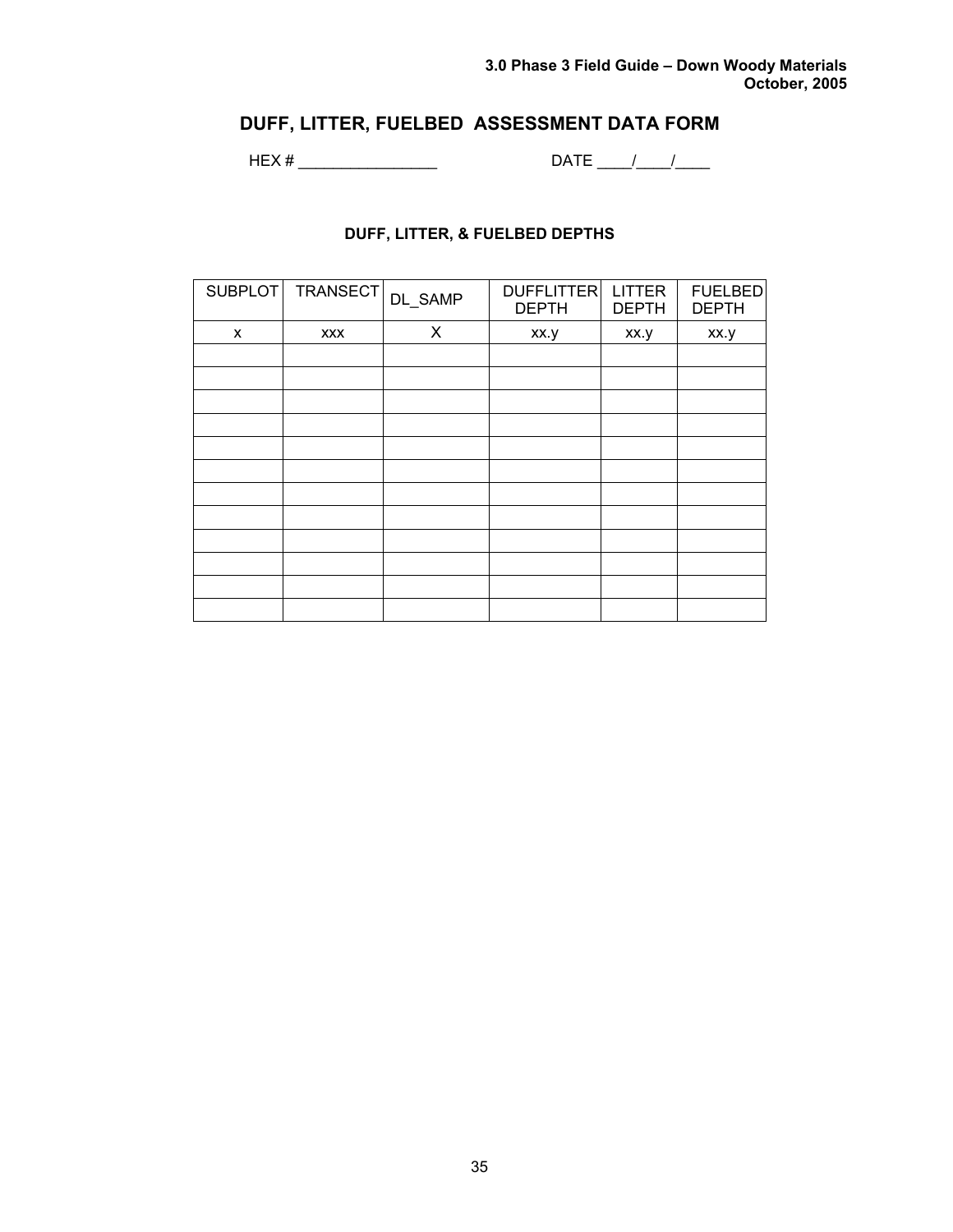# DUFF, LITTER, FUELBED ASSESSMENT DATA FORM

HEX # ________________ DATE ____/____/____

### DUFF, LITTER, & FUELBED DEPTHS

| SUBPLOT | TRANSECT | DL_SAMP | DUFFLITTER DEPTH | LITTER DEPTH | FUELBED DEPTH |
|---|---|---|---|---|---|
| x | xxx | X | xx.y | xx.y | xx.y |
| | | | | | |
| | | | | | |
| | | | | | |
| | | | | | |
| | | | | | |
| | | | | | |
| | | | | | |
| | | | | | |
| | | | | | |
| | | | | | |
| | | | | | |
| | | | | | |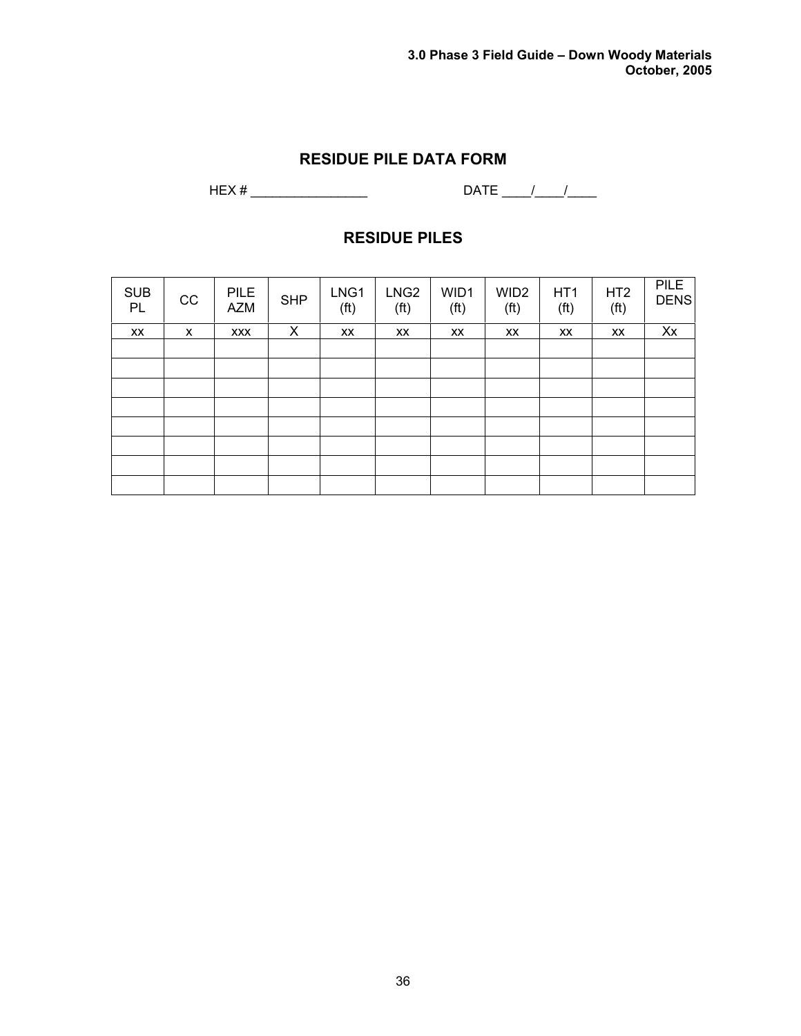## RESIDUE PILE DATA FORM

HEX # ________________ DATE ____/____/____

## RESIDUE PILES

| SUB PL | CC | PILE AZM | SHP | LNG1 (ft) | LNG2 (ft) | WID1 (ft) | WID2 (ft) | HT1 (ft) | HT2 (ft) | PILE DENS |
|---|---|---|---|---|---|---|---|---|---|---|
| xx | x | xxx | X | xx | xx | xx | xx | xx | xx | Xx |
| | | | | | | | | | | |
| | | | | | | | | | | |
| | | | | | | | | | | |
| | | | | | | | | | | |
| | | | | | | | | | | |
| | | | | | | | | | | |
| | | | | | | | | | | |
| | | | | | | | | | | |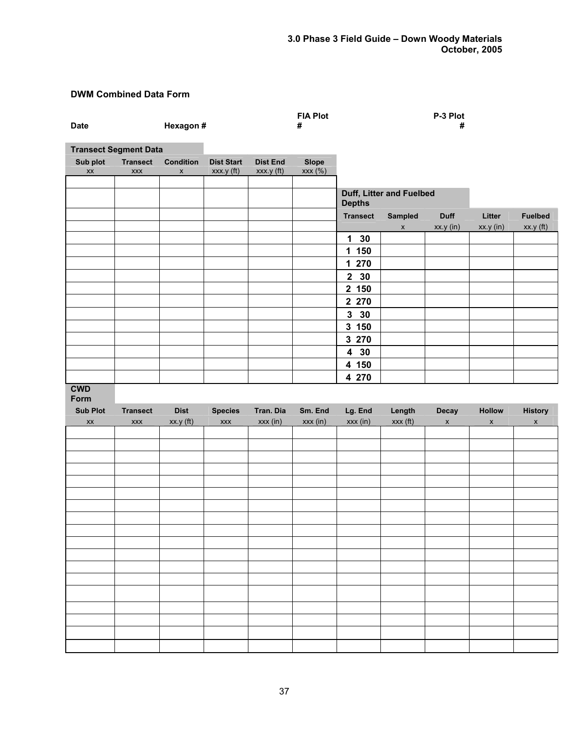## DWM Combined Data Form

Date Hexagon # FIA Plot # P-3 Plot #

**Transect Segment Data**

| Sub plot | Transect | Condition | Dist Start | Dist End | Slope |
|---|---|---|---|---|---|
| xx | xxx | x | xxx.y (ft) | xxx.y (ft) | xxx (%) |
| | | | | | |
| | | | | | |
| | | | | | |
| | | | | | |
| | | | | | |
| | | | | | |
| | | | | | |
| | | | | | |
| | | | | | |
| | | | | | |
| | | | | | |
| | | | | | |
| | | | | | |
| | | | | | |
| | | | | | |
| | | | | | |

**Duff, Litter and Fuelbed Depths**

| Transect | Sampled | Duff | Litter | Fuelbed |
|---|---|---|---|---|
| | x | xx.y (in) | xx.y (in) | xx.y (ft) |
| 1 30 | | | | |
| 1 150 | | | | |
| 1 270 | | | | |
| 2 30 | | | | |
| 2 150 | | | | |
| 2 270 | | | | |
| 3 30 | | | | |
| 3 150 | | | | |
| 3 270 | | | | |
| 4 30 | | | | |
| 4 150 | | | | |
| 4 270 | | | | |

**CWD Form**

| Sub Plot | Transect | Dist | Species | Tran. Dia | Sm. End | Lg. End | Length | Decay | Hollow | History |
|---|---|---|---|---|---|---|---|---|---|---|
| xx | xxx | xx.y (ft) | xxx | xxx (in) | xxx (in) | xxx (in) | xxx (ft) | x | x | x |
| | | | | | | | | | | |
| | | | | | | | | | | |
| | | | | | | | | | | |
| | | | | | | | | | | |
| | | | | | | | | | | |
| | | | | | | | | | | |
| | | | | | | | | | | |
| | | | | | | | | | | |
| | | | | | | | | | | |
| | | | | | | | | | | |
| | | | | | | | | | | |
| | | | | | | | | | | |
| | | | | | | | | | | |
| | | | | | | | | | | |
| | | | | | | | | | | |
| | | | | | | | | | | |
| | | | | | | | | | | |
| | | | | | | | | | | |
| | | | | | | | | | | |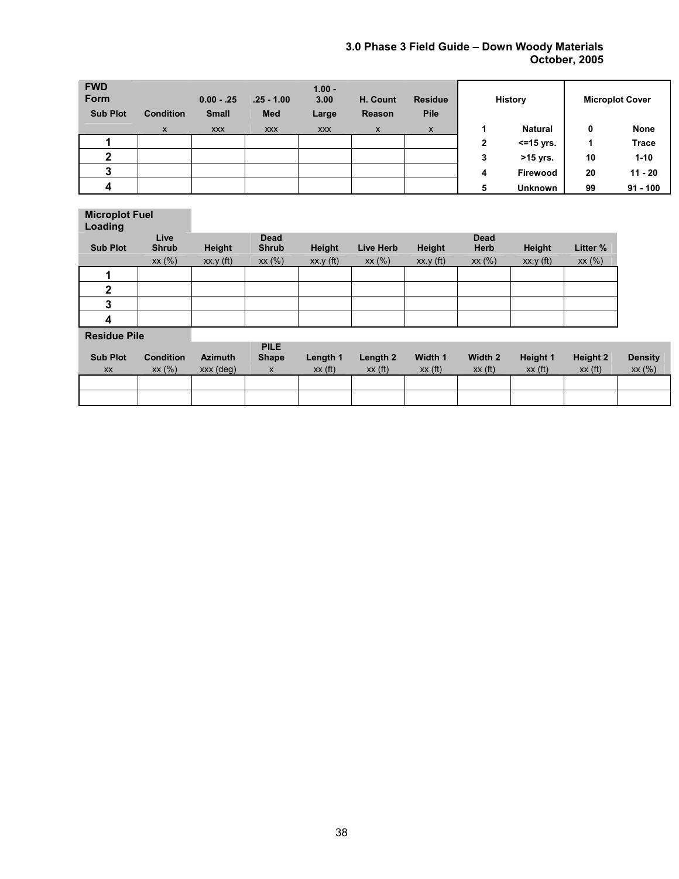**FWD Form**

| Sub Plot | Condition | 0.00 - .25 Small | .25 - 1.00 Med | 1.00 - 3.00 Large | H. Count Reason | Residue Pile |
|---|---|---|---|---|---|---|
| | x | xxx | xxx | xxx | x | x |
| 1 | | | | | | |
| 2 | | | | | | |
| 3 | | | | | | |
| 4 | | | | | | |

| History | |
|---|---|
| 1 | Natural |
| 2 | <=15 yrs. |
| 3 | >15 yrs. |
| 4 | Firewood |
| 5 | Unknown |

| Microplot Cover | |
|---|---|
| 0 | None |
| 1 | Trace |
| 10 | 1-10 |
| 20 | 11 - 20 |
| 99 | 91 - 100 |

**Microplot Fuel Loading**

| Sub Plot | Live Shrub | Height | Dead Shrub | Height | Live Herb | Height | Dead Herb | Height | Litter % |
|---|---|---|---|---|---|---|---|---|---|
| | xx (%) | xx.y (ft) | xx (%) | xx.y (ft) | xx (%) | xx.y (ft) | xx (%) | xx.y (ft) | xx (%) |
| 1 | | | | | | | | | |
| 2 | | | | | | | | | |
| 3 | | | | | | | | | |
| 4 | | | | | | | | | |

**Residue Pile**

| Sub Plot | Condition | Azimuth | PILE Shape | Length 1 | Length 2 | Width 1 | Width 2 | Height 1 | Height 2 | Density |
|---|---|---|---|---|---|---|---|---|---|---|
| xx | xx (%) | xxx (deg) | x | xx (ft) | xx (ft) | xx (ft) | xx (ft) | xx (ft) | xx (ft) | xx (%) |
| | | | | | | | | | | |
| | | | | | | | | | | |